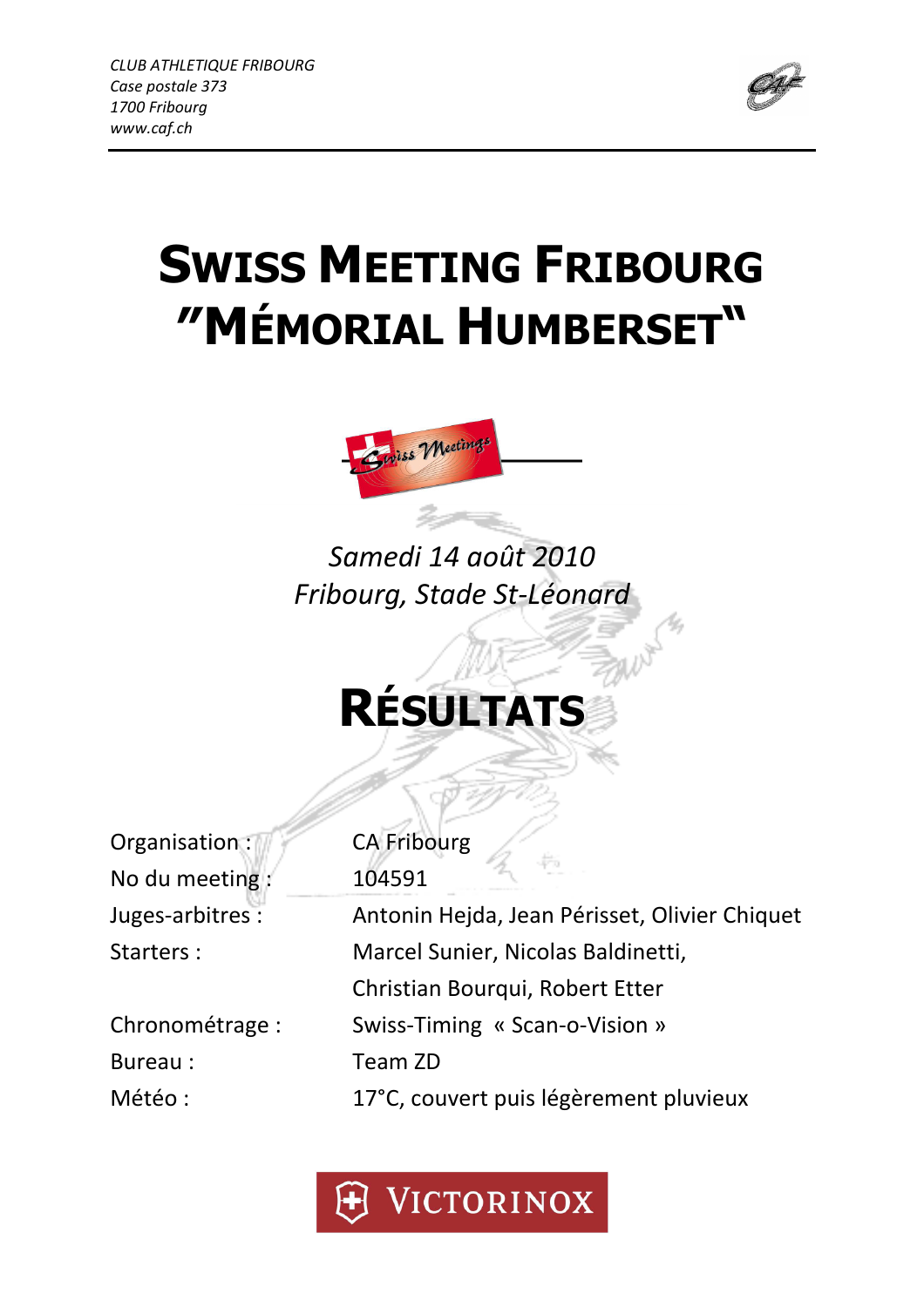*CLUB ATHLETIQUE FRIBOURG*
*Case postale 373*
*1700 Fribourg*
*www.caf.ch*

# SWISS MEETING FRIBOURG "MÉMORIAL HUMBERSET"

*Samedi 14 août 2010*
*Fribourg, Stade St-Léonard*

# RÉSULTATS

| | |
|---|---|
| Organisation : | CA Fribourg |
| No du meeting : | 104591 |
| Juges-arbitres : | Antonin Hejda, Jean Périsset, Olivier Chiquet |
| Starters : | Marcel Sunier, Nicolas Baldinetti, Christian Bourqui, Robert Etter |
| Chronométrage : | Swiss-Timing « Scan-o-Vision » |
| Bureau : | Team ZD |
| Météo : | 17°C, couvert puis légèrement pluvieux |

VICTORINOX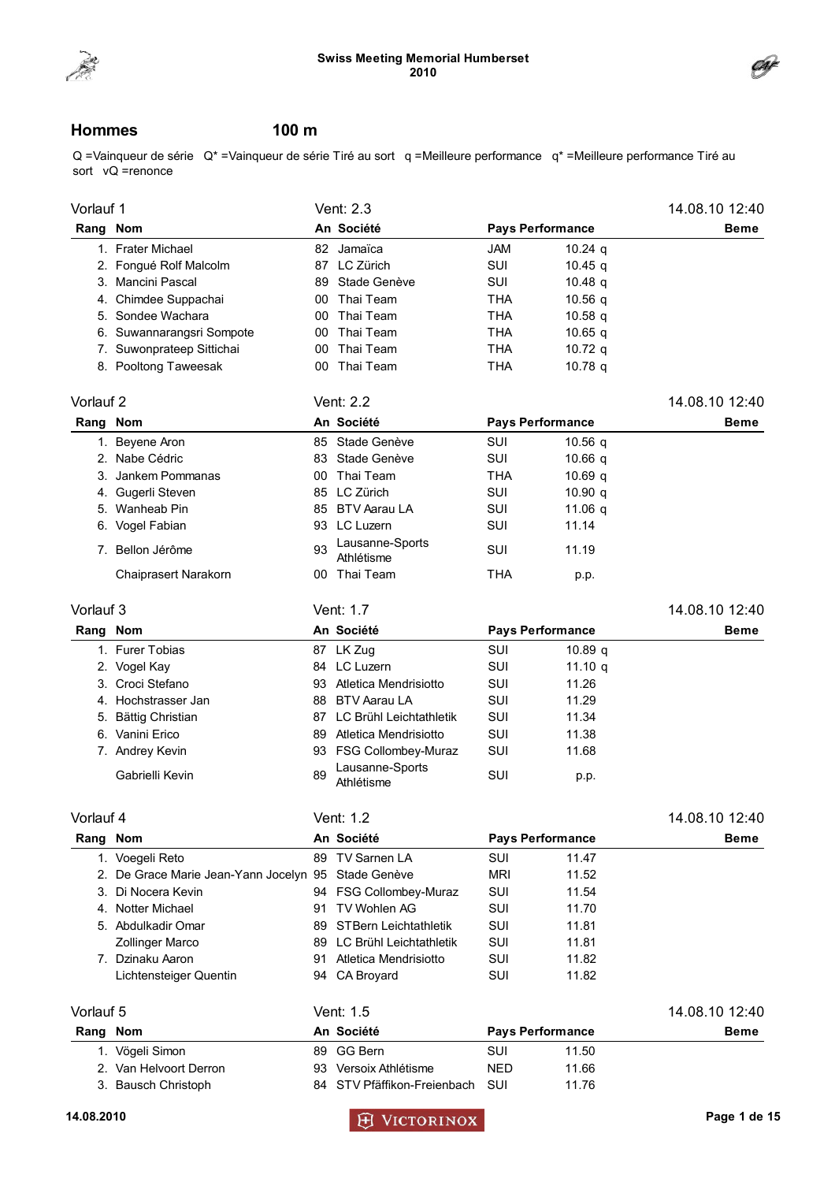## Hommes 100 m

Q =Vainqueur de série Q* =Vainqueur de série Tiré au sort q =Meilleure performance q* =Meilleure performance Tiré au sort vQ =renonce

### Vorlauf 1

Vent: 2.3 — 14.08.10 12:40

| Rang | Nom | An | Société | Pays | Performance | Beme |
|---|---|---|---|---|---|---|
| 1. | Frater Michael | 82 | Jamaïca | JAM | 10.24 q | |
| 2. | Fongué Rolf Malcolm | 87 | LC Zürich | SUI | 10.45 q | |
| 3. | Mancini Pascal | 89 | Stade Genève | SUI | 10.48 q | |
| 4. | Chimdee Suppachai | 00 | Thai Team | THA | 10.56 q | |
| 5. | Sondee Wachara | 00 | Thai Team | THA | 10.58 q | |
| 6. | Suwannarangsri Sompote | 00 | Thai Team | THA | 10.65 q | |
| 7. | Suwonprateep Sittichai | 00 | Thai Team | THA | 10.72 q | |
| 8. | Pooltong Taweesak | 00 | Thai Team | THA | 10.78 q | |

### Vorlauf 2

Vent: 2.2 — 14.08.10 12:40

| Rang | Nom | An | Société | Pays | Performance | Beme |
|---|---|---|---|---|---|---|
| 1. | Beyene Aron | 85 | Stade Genève | SUI | 10.56 q | |
| 2. | Nabe Cédric | 83 | Stade Genève | SUI | 10.66 q | |
| 3. | Jankem Pommanas | 00 | Thai Team | THA | 10.69 q | |
| 4. | Gugerli Steven | 85 | LC Zürich | SUI | 10.90 q | |
| 5. | Wanheab Pin | 85 | BTV Aarau LA | SUI | 11.06 q | |
| 6. | Vogel Fabian | 93 | LC Luzern | SUI | 11.14 | |
| 7. | Bellon Jérôme | 93 | Lausanne-Sports Athlétisme | SUI | 11.19 | |
| | Chaiprasert Narakorn | 00 | Thai Team | THA | p.p. | |

### Vorlauf 3

Vent: 1.7 — 14.08.10 12:40

| Rang | Nom | An | Société | Pays | Performance | Beme |
|---|---|---|---|---|---|---|
| 1. | Furer Tobias | 87 | LK Zug | SUI | 10.89 q | |
| 2. | Vogel Kay | 84 | LC Luzern | SUI | 11.10 q | |
| 3. | Croci Stefano | 93 | Atletica Mendrisiotto | SUI | 11.26 | |
| 4. | Hochstrasser Jan | 88 | BTV Aarau LA | SUI | 11.29 | |
| 5. | Bättig Christian | 87 | LC Brühl Leichtathletik | SUI | 11.34 | |
| 6. | Vanini Erico | 89 | Atletica Mendrisiotto | SUI | 11.38 | |
| 7. | Andrey Kevin | 93 | FSG Collombey-Muraz | SUI | 11.68 | |
| | Gabrielli Kevin | 89 | Lausanne-Sports Athlétisme | SUI | p.p. | |

### Vorlauf 4

Vent: 1.2 — 14.08.10 12:40

| Rang | Nom | An | Société | Pays | Performance | Beme |
|---|---|---|---|---|---|---|
| 1. | Voegeli Reto | 89 | TV Sarnen LA | SUI | 11.47 | |
| 2. | De Grace Marie Jean-Yann Jocelyn | 95 | Stade Genève | MRI | 11.52 | |
| 3. | Di Nocera Kevin | 94 | FSG Collombey-Muraz | SUI | 11.54 | |
| 4. | Notter Michael | 91 | TV Wohlen AG | SUI | 11.70 | |
| 5. | Abdulkadir Omar | 89 | STBern Leichtathletik | SUI | 11.81 | |
| | Zollinger Marco | 89 | LC Brühl Leichtathletik | SUI | 11.81 | |
| 7. | Dzinaku Aaron | 91 | Atletica Mendrisiotto | SUI | 11.82 | |
| | Lichtensteiger Quentin | 94 | CA Broyard | SUI | 11.82 | |

### Vorlauf 5

Vent: 1.5 — 14.08.10 12:40

| Rang | Nom | An | Société | Pays | Performance | Beme |
|---|---|---|---|---|---|---|
| 1. | Vögeli Simon | 89 | GG Bern | SUI | 11.50 | |
| 2. | Van Helvoort Derron | 93 | Versoix Athlétisme | NED | 11.66 | |
| 3. | Bausch Christoph | 84 | STV Pfäffikon-Freienbach | SUI | 11.76 | |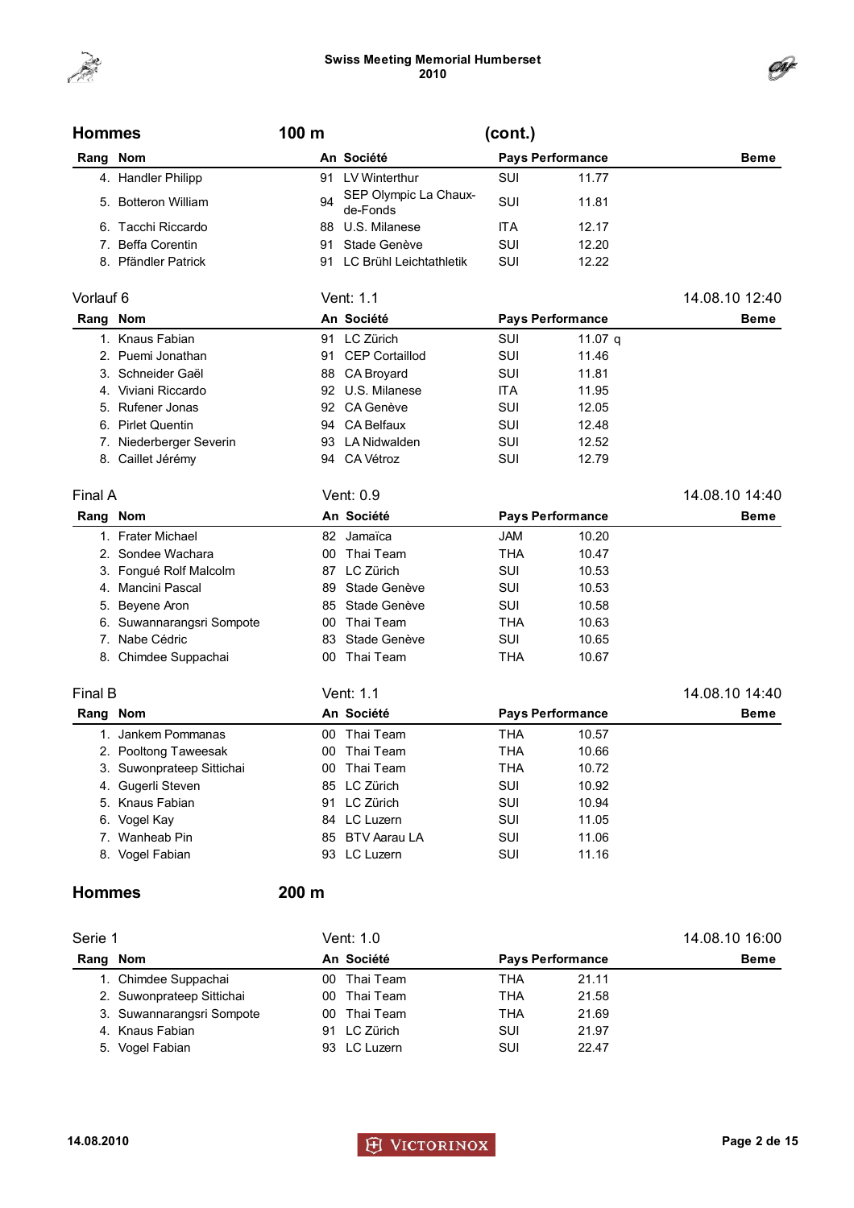## Hommes — 100 m (cont.)

| Rang | Nom | An | Société | Pays | Performance | Beme |
|---|---|---|---|---|---|---|
| 4. | Handler Philipp | 91 | LV Winterthur | SUI | 11.77 | |
| 5. | Botteron William | 94 | SEP Olympic La Chaux-de-Fonds | SUI | 11.81 | |
| 6. | Tacchi Riccardo | 88 | U.S. Milanese | ITA | 12.17 | |
| 7. | Beffa Corentin | 91 | Stade Genève | SUI | 12.20 | |
| 8. | Pfändler Patrick | 91 | LC Brühl Leichtathletik | SUI | 12.22 | |

### Vorlauf 6 — Vent: 1.1 — 14.08.10 12:40

| Rang | Nom | An | Société | Pays | Performance | Beme |
|---|---|---|---|---|---|---|
| 1. | Knaus Fabian | 91 | LC Zürich | SUI | 11.07 q | |
| 2. | Puemi Jonathan | 91 | CEP Cortaillod | SUI | 11.46 | |
| 3. | Schneider Gaël | 88 | CA Broyard | SUI | 11.81 | |
| 4. | Viviani Riccardo | 92 | U.S. Milanese | ITA | 11.95 | |
| 5. | Rufener Jonas | 92 | CA Genève | SUI | 12.05 | |
| 6. | Pirlet Quentin | 94 | CA Belfaux | SUI | 12.48 | |
| 7. | Niederberger Severin | 93 | LA Nidwalden | SUI | 12.52 | |
| 8. | Caillet Jérémy | 94 | CA Vétroz | SUI | 12.79 | |

### Final A — Vent: 0.9 — 14.08.10 14:40

| Rang | Nom | An | Société | Pays | Performance | Beme |
|---|---|---|---|---|---|---|
| 1. | Frater Michael | 82 | Jamaïca | JAM | 10.20 | |
| 2. | Sondee Wachara | 00 | Thai Team | THA | 10.47 | |
| 3. | Fongué Rolf Malcolm | 87 | LC Zürich | SUI | 10.53 | |
| 4. | Mancini Pascal | 89 | Stade Genève | SUI | 10.53 | |
| 5. | Beyene Aron | 85 | Stade Genève | SUI | 10.58 | |
| 6. | Suwannarangsri Sompote | 00 | Thai Team | THA | 10.63 | |
| 7. | Nabe Cédric | 83 | Stade Genève | SUI | 10.65 | |
| 8. | Chimdee Suppachai | 00 | Thai Team | THA | 10.67 | |

### Final B — Vent: 1.1 — 14.08.10 14:40

| Rang | Nom | An | Société | Pays | Performance | Beme |
|---|---|---|---|---|---|---|
| 1. | Jankem Pommanas | 00 | Thai Team | THA | 10.57 | |
| 2. | Pooltong Taweesak | 00 | Thai Team | THA | 10.66 | |
| 3. | Suwonprateep Sittichai | 00 | Thai Team | THA | 10.72 | |
| 4. | Gugerli Steven | 85 | LC Zürich | SUI | 10.92 | |
| 5. | Knaus Fabian | 91 | LC Zürich | SUI | 10.94 | |
| 6. | Vogel Kay | 84 | LC Luzern | SUI | 11.05 | |
| 7. | Wanheab Pin | 85 | BTV Aarau LA | SUI | 11.06 | |
| 8. | Vogel Fabian | 93 | LC Luzern | SUI | 11.16 | |

## Hommes — 200 m

### Serie 1 — Vent: 1.0 — 14.08.10 16:00

| Rang | Nom | An | Société | Pays | Performance | Beme |
|---|---|---|---|---|---|---|
| 1. | Chimdee Suppachai | 00 | Thai Team | THA | 21.11 | |
| 2. | Suwonprateep Sittichai | 00 | Thai Team | THA | 21.58 | |
| 3. | Suwannarangsri Sompote | 00 | Thai Team | THA | 21.69 | |
| 4. | Knaus Fabian | 91 | LC Zürich | SUI | 21.97 | |
| 5. | Vogel Fabian | 93 | LC Luzern | SUI | 22.47 | |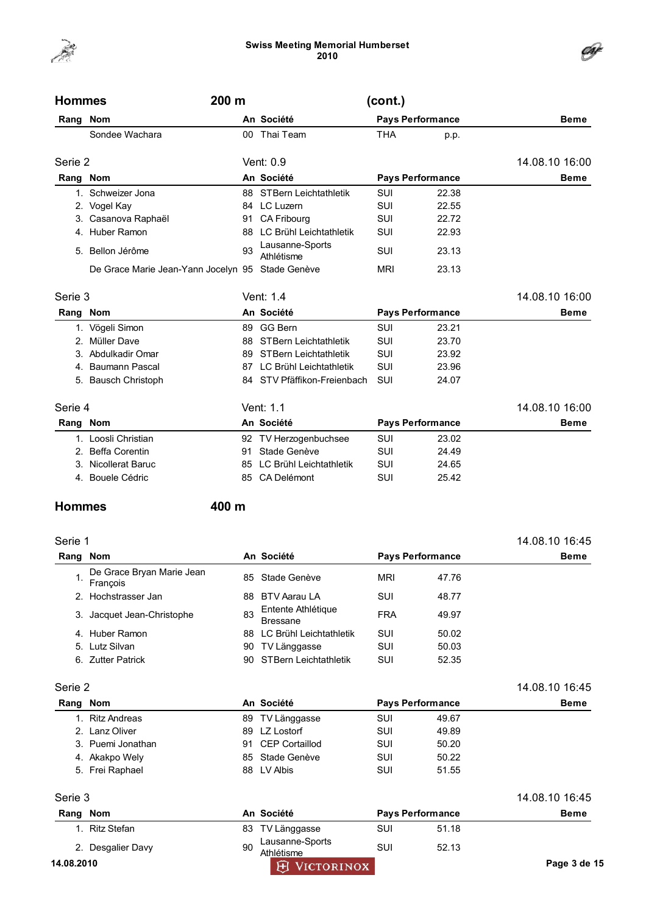## Hommes 200 m (cont.)

| Rang | Nom | An | Société | Pays | Performance | Beme |
|---|---|---|---|---|---|---|
| | Sondee Wachara | 00 | Thai Team | THA | p.p. | |

### Serie 2 — Vent: 0.9 — 14.08.10 16:00

| Rang | Nom | An | Société | Pays | Performance | Beme |
|---|---|---|---|---|---|---|
| 1. | Schweizer Jona | 88 | STBern Leichtathletik | SUI | 22.38 | |
| 2. | Vogel Kay | 84 | LC Luzern | SUI | 22.55 | |
| 3. | Casanova Raphaël | 91 | CA Fribourg | SUI | 22.72 | |
| 4. | Huber Ramon | 88 | LC Brühl Leichtathletik | SUI | 22.93 | |
| 5. | Bellon Jérôme | 93 | Lausanne-Sports Athlétisme | SUI | 23.13 | |
| | De Grace Marie Jean-Yann Jocelyn | 95 | Stade Genève | MRI | 23.13 | |

### Serie 3 — Vent: 1.4 — 14.08.10 16:00

| Rang | Nom | An | Société | Pays | Performance | Beme |
|---|---|---|---|---|---|---|
| 1. | Vögeli Simon | 89 | GG Bern | SUI | 23.21 | |
| 2. | Müller Dave | 88 | STBern Leichtathletik | SUI | 23.70 | |
| 3. | Abdulkadir Omar | 89 | STBern Leichtathletik | SUI | 23.92 | |
| 4. | Baumann Pascal | 87 | LC Brühl Leichtathletik | SUI | 23.96 | |
| 5. | Bausch Christoph | 84 | STV Pfäffikon-Freienbach | SUI | 24.07 | |

### Serie 4 — Vent: 1.1 — 14.08.10 16:00

| Rang | Nom | An | Société | Pays | Performance | Beme |
|---|---|---|---|---|---|---|
| 1. | Loosli Christian | 92 | TV Herzogenbuchsee | SUI | 23.02 | |
| 2. | Beffa Corentin | 91 | Stade Genève | SUI | 24.49 | |
| 3. | Nicollerat Baruc | 85 | LC Brühl Leichtathletik | SUI | 24.65 | |
| 4. | Bouele Cédric | 85 | CA Delémont | SUI | 25.42 | |

## Hommes 400 m

### Serie 1 — 14.08.10 16:45

| Rang | Nom | An | Société | Pays | Performance | Beme |
|---|---|---|---|---|---|---|
| 1. | De Grace Bryan Marie Jean François | 85 | Stade Genève | MRI | 47.76 | |
| 2. | Hochstrasser Jan | 88 | BTV Aarau LA | SUI | 48.77 | |
| 3. | Jacquet Jean-Christophe | 83 | Entente Athlétique Bressane | FRA | 49.97 | |
| 4. | Huber Ramon | 88 | LC Brühl Leichtathletik | SUI | 50.02 | |
| 5. | Lutz Silvan | 90 | TV Länggasse | SUI | 50.03 | |
| 6. | Zutter Patrick | 90 | STBern Leichtathletik | SUI | 52.35 | |

### Serie 2 — 14.08.10 16:45

| Rang | Nom | An | Société | Pays | Performance | Beme |
|---|---|---|---|---|---|---|
| 1. | Ritz Andreas | 89 | TV Länggasse | SUI | 49.67 | |
| 2. | Lanz Oliver | 89 | LZ Lostorf | SUI | 49.89 | |
| 3. | Puemi Jonathan | 91 | CEP Cortaillod | SUI | 50.20 | |
| 4. | Akakpo Wely | 85 | Stade Genève | SUI | 50.22 | |
| 5. | Frei Raphael | 88 | LV Albis | SUI | 51.55 | |

### Serie 3 — 14.08.10 16:45

| Rang | Nom | An | Société | Pays | Performance | Beme |
|---|---|---|---|---|---|---|
| 1. | Ritz Stefan | 83 | TV Länggasse | SUI | 51.18 | |
| 2. | Desgalier Davy | 90 | Lausanne-Sports Athlétisme | SUI | 52.13 | |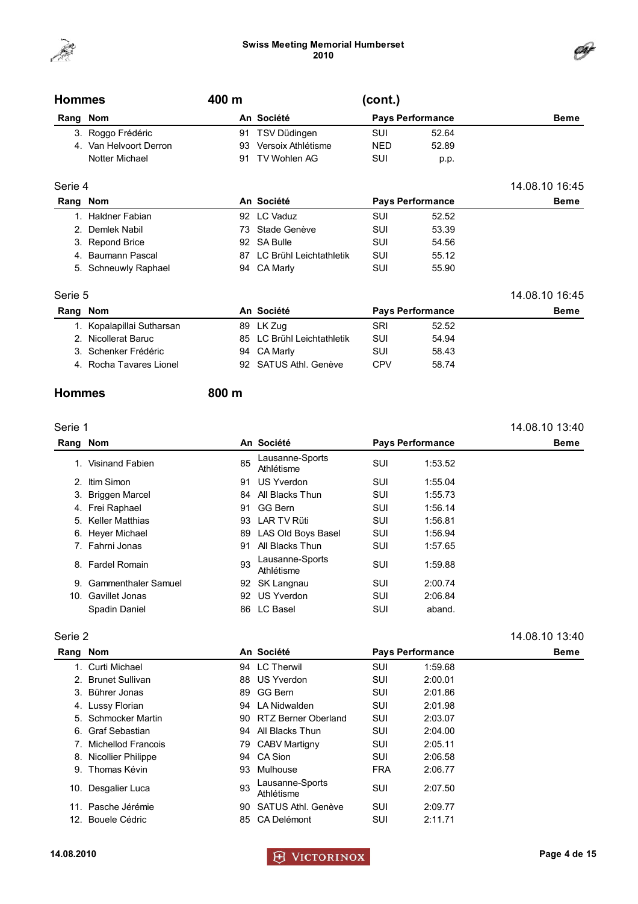## Hommes 400 m (cont.)

| Rang | Nom | An | Société | Pays | Performance | Beme |
|---|---|---|---|---|---|---|
| 3. | Roggo Frédéric | 91 | TSV Düdingen | SUI | 52.64 | |
| 4. | Van Helvoort Derron | 93 | Versoix Athlétisme | NED | 52.89 | |
| | Notter Michael | 91 | TV Wohlen AG | SUI | p.p. | |

### Serie 4 — 14.08.10 16:45

| Rang | Nom | An | Société | Pays | Performance | Beme |
|---|---|---|---|---|---|---|
| 1. | Haldner Fabian | 92 | LC Vaduz | SUI | 52.52 | |
| 2. | Demlek Nabil | 73 | Stade Genève | SUI | 53.39 | |
| 3. | Repond Brice | 92 | SA Bulle | SUI | 54.56 | |
| 4. | Baumann Pascal | 87 | LC Brühl Leichtathletik | SUI | 55.12 | |
| 5. | Schneuwly Raphael | 94 | CA Marly | SUI | 55.90 | |

### Serie 5 — 14.08.10 16:45

| Rang | Nom | An | Société | Pays | Performance | Beme |
|---|---|---|---|---|---|---|
| 1. | Kopalapillai Sutharsan | 89 | LK Zug | SRI | 52.52 | |
| 2. | Nicollerat Baruc | 85 | LC Brühl Leichtathletik | SUI | 54.94 | |
| 3. | Schenker Frédéric | 94 | CA Marly | SUI | 58.43 | |
| 4. | Rocha Tavares Lionel | 92 | SATUS Athl. Genève | CPV | 58.74 | |

## Hommes 800 m

### Serie 1 — 14.08.10 13:40

| Rang | Nom | An | Société | Pays | Performance | Beme |
|---|---|---|---|---|---|---|
| 1. | Visinand Fabien | 85 | Lausanne-Sports Athlétisme | SUI | 1:53.52 | |
| 2. | Itim Simon | 91 | US Yverdon | SUI | 1:55.04 | |
| 3. | Briggen Marcel | 84 | All Blacks Thun | SUI | 1:55.73 | |
| 4. | Frei Raphael | 91 | GG Bern | SUI | 1:56.14 | |
| 5. | Keller Matthias | 93 | LAR TV Rüti | SUI | 1:56.81 | |
| 6. | Heyer Michael | 89 | LAS Old Boys Basel | SUI | 1:56.94 | |
| 7. | Fahrni Jonas | 91 | All Blacks Thun | SUI | 1:57.65 | |
| 8. | Fardel Romain | 93 | Lausanne-Sports Athlétisme | SUI | 1:59.88 | |
| 9. | Gammenthaler Samuel | 92 | SK Langnau | SUI | 2:00.74 | |
| 10. | Gavillet Jonas | 92 | US Yverdon | SUI | 2:06.84 | |
| | Spadin Daniel | 86 | LC Basel | SUI | aband. | |

### Serie 2 — 14.08.10 13:40

| Rang | Nom | An | Société | Pays | Performance | Beme |
|---|---|---|---|---|---|---|
| 1. | Curti Michael | 94 | LC Therwil | SUI | 1:59.68 | |
| 2. | Brunet Sullivan | 88 | US Yverdon | SUI | 2:00.01 | |
| 3. | Bührer Jonas | 89 | GG Bern | SUI | 2:01.86 | |
| 4. | Lussy Florian | 94 | LA Nidwalden | SUI | 2:01.98 | |
| 5. | Schmocker Martin | 90 | RTZ Berner Oberland | SUI | 2:03.07 | |
| 6. | Graf Sebastian | 94 | All Blacks Thun | SUI | 2:04.00 | |
| 7. | Michellod Francois | 79 | CABV Martigny | SUI | 2:05.11 | |
| 8. | Nicollier Philippe | 94 | CA Sion | SUI | 2:06.58 | |
| 9. | Thomas Kévin | 93 | Mulhouse | FRA | 2:06.77 | |
| 10. | Desgalier Luca | 93 | Lausanne-Sports Athlétisme | SUI | 2:07.50 | |
| 11. | Pasche Jérémie | 90 | SATUS Athl. Genève | SUI | 2:09.77 | |
| 12. | Bouele Cédric | 85 | CA Delémont | SUI | 2:11.71 | |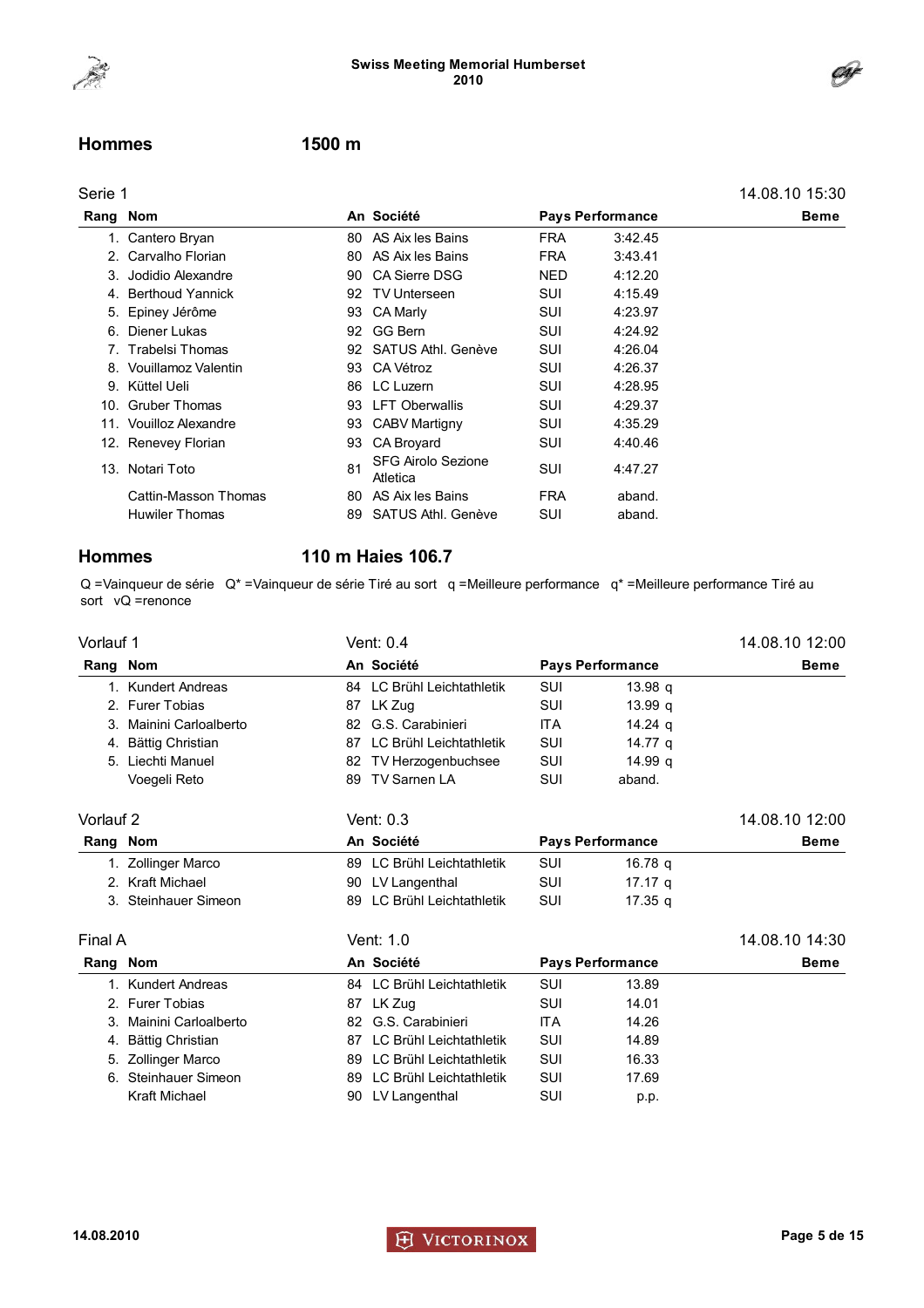## Hommes 1500 m

**Serie 1** — 14.08.10 15:30

| Rang | Nom | An | Société | Pays | Performance | Beme |
|---|---|---|---|---|---|---|
| 1. | Cantero Bryan | 80 | AS Aix les Bains | FRA | 3:42.45 | |
| 2. | Carvalho Florian | 80 | AS Aix les Bains | FRA | 3:43.41 | |
| 3. | Jodidio Alexandre | 90 | CA Sierre DSG | NED | 4:12.20 | |
| 4. | Berthoud Yannick | 92 | TV Unterseen | SUI | 4:15.49 | |
| 5. | Epiney Jérôme | 93 | CA Marly | SUI | 4:23.97 | |
| 6. | Diener Lukas | 92 | GG Bern | SUI | 4:24.92 | |
| 7. | Trabelsi Thomas | 92 | SATUS Athl. Genève | SUI | 4:26.04 | |
| 8. | Vouillamoz Valentin | 93 | CA Vétroz | SUI | 4:26.37 | |
| 9. | Küttel Ueli | 86 | LC Luzern | SUI | 4:28.95 | |
| 10. | Gruber Thomas | 93 | LFT Oberwallis | SUI | 4:29.37 | |
| 11. | Vouilloz Alexandre | 93 | CABV Martigny | SUI | 4:35.29 | |
| 12. | Renevey Florian | 93 | CA Broyard | SUI | 4:40.46 | |
| 13. | Notari Toto | 81 | SFG Airolo Sezione Atletica | SUI | 4:47.27 | |
| | Cattin-Masson Thomas | 80 | AS Aix les Bains | FRA | aband. | |
| | Huwiler Thomas | 89 | SATUS Athl. Genève | SUI | aband. | |

## Hommes 110 m Haies 106.7

Q =Vainqueur de série Q* =Vainqueur de série Tiré au sort q =Meilleure performance q* =Meilleure performance Tiré au sort vQ =renonce

**Vorlauf 1** — Vent: 0.4 — 14.08.10 12:00

| Rang | Nom | An | Société | Pays | Performance | Beme |
|---|---|---|---|---|---|---|
| 1. | Kundert Andreas | 84 | LC Brühl Leichtathletik | SUI | 13.98 q | |
| 2. | Furer Tobias | 87 | LK Zug | SUI | 13.99 q | |
| 3. | Mainini Carloalberto | 82 | G.S. Carabinieri | ITA | 14.24 q | |
| 4. | Bättig Christian | 87 | LC Brühl Leichtathletik | SUI | 14.77 q | |
| 5. | Liechti Manuel | 82 | TV Herzogenbuchsee | SUI | 14.99 q | |
| | Voegeli Reto | 89 | TV Sarnen LA | SUI | aband. | |

**Vorlauf 2** — Vent: 0.3 — 14.08.10 12:00

| Rang | Nom | An | Société | Pays | Performance | Beme |
|---|---|---|---|---|---|---|
| 1. | Zollinger Marco | 89 | LC Brühl Leichtathletik | SUI | 16.78 q | |
| 2. | Kraft Michael | 90 | LV Langenthal | SUI | 17.17 q | |
| 3. | Steinhauer Simeon | 89 | LC Brühl Leichtathletik | SUI | 17.35 q | |

**Final A** — Vent: 1.0 — 14.08.10 14:30

| Rang | Nom | An | Société | Pays | Performance | Beme |
|---|---|---|---|---|---|---|
| 1. | Kundert Andreas | 84 | LC Brühl Leichtathletik | SUI | 13.89 | |
| 2. | Furer Tobias | 87 | LK Zug | SUI | 14.01 | |
| 3. | Mainini Carloalberto | 82 | G.S. Carabinieri | ITA | 14.26 | |
| 4. | Bättig Christian | 87 | LC Brühl Leichtathletik | SUI | 14.89 | |
| 5. | Zollinger Marco | 89 | LC Brühl Leichtathletik | SUI | 16.33 | |
| 6. | Steinhauer Simeon | 89 | LC Brühl Leichtathletik | SUI | 17.69 | |
| | Kraft Michael | 90 | LV Langenthal | SUI | p.p. | |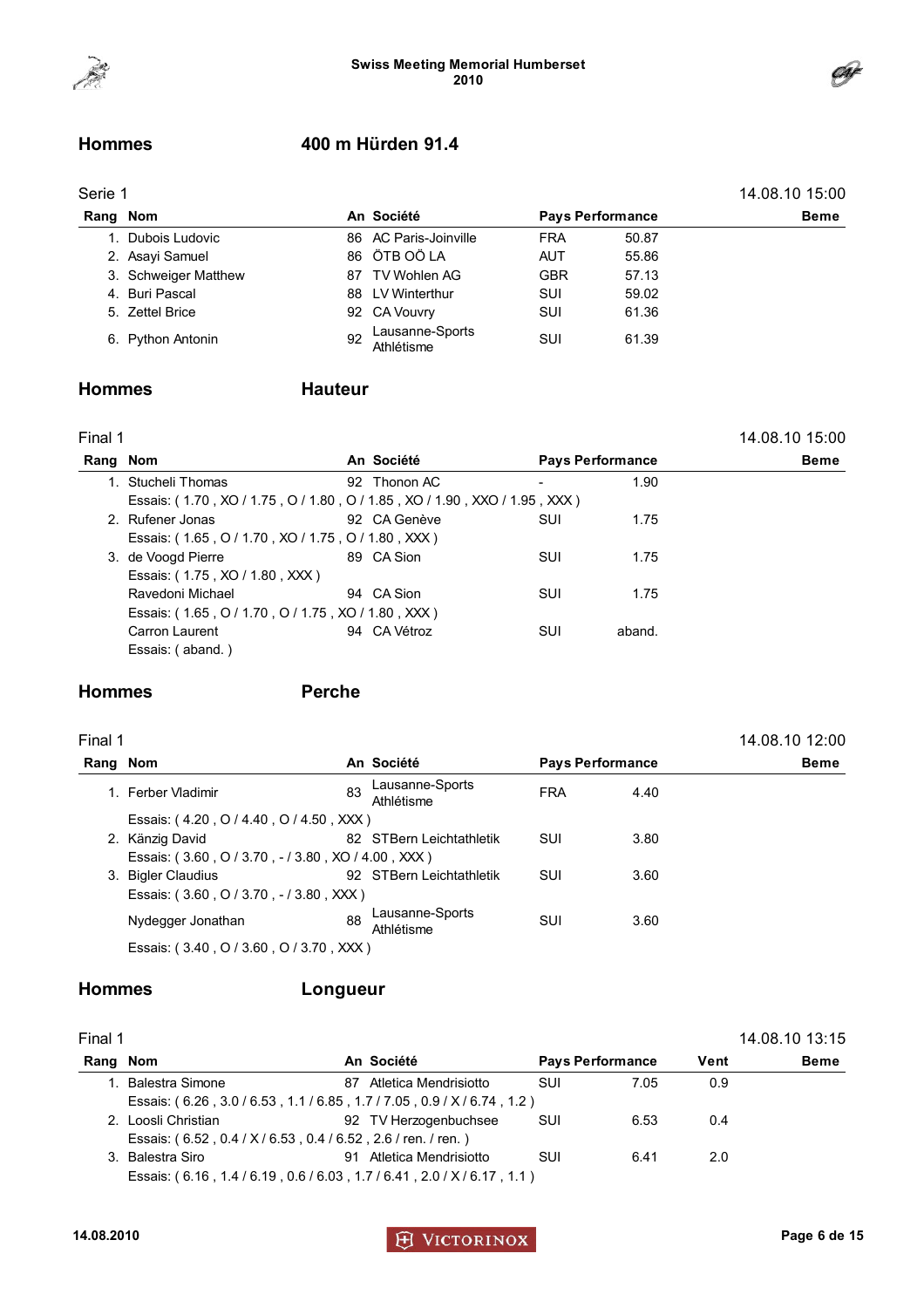## Hommes — 400 m Hürden 91.4

Serie 1 — 14.08.10 15:00

| Rang | Nom | An | Société | Pays | Performance | Beme |
|---|---|---|---|---|---|---|
| 1. | Dubois Ludovic | 86 | AC Paris-Joinville | FRA | 50.87 | |
| 2. | Asayi Samuel | 86 | ÖTB OÖ LA | AUT | 55.86 | |
| 3. | Schweiger Matthew | 87 | TV Wohlen AG | GBR | 57.13 | |
| 4. | Buri Pascal | 88 | LV Winterthur | SUI | 59.02 | |
| 5. | Zettel Brice | 92 | CA Vouvry | SUI | 61.36 | |
| 6. | Python Antonin | 92 | Lausanne-Sports Athlétisme | SUI | 61.39 | |

## Hommes — Hauteur

Final 1 — 14.08.10 15:00

| Rang | Nom | An | Société | Pays | Performance | Beme |
|---|---|---|---|---|---|---|
| 1. | Stucheli Thomas | 92 | Thonon AC | - | 1.90 | |
| | Essais: ( 1.70 , XO / 1.75 , O / 1.80 , O / 1.85 , XO / 1.90 , XXO / 1.95 , XXX ) | | | | | |
| 2. | Rufener Jonas | 92 | CA Genève | SUI | 1.75 | |
| | Essais: ( 1.65 , O / 1.70 , XO / 1.75 , O / 1.80 , XXX ) | | | | | |
| 3. | de Voogd Pierre | 89 | CA Sion | SUI | 1.75 | |
| | Essais: ( 1.75 , XO / 1.80 , XXX ) | | | | | |
| | Ravedoni Michael | 94 | CA Sion | SUI | 1.75 | |
| | Essais: ( 1.65 , O / 1.70 , O / 1.75 , XO / 1.80 , XXX ) | | | | | |
| | Carron Laurent | 94 | CA Vétroz | SUI | aband. | |
| | Essais: ( aband. ) | | | | | |

## Hommes — Perche

Final 1 — 14.08.10 12:00

| Rang | Nom | An | Société | Pays | Performance | Beme |
|---|---|---|---|---|---|---|
| 1. | Ferber Vladimir | 83 | Lausanne-Sports Athlétisme | FRA | 4.40 | |
| | Essais: ( 4.20 , O / 4.40 , O / 4.50 , XXX ) | | | | | |
| 2. | Känzig David | 82 | STBern Leichtathletik | SUI | 3.80 | |
| | Essais: ( 3.60 , O / 3.70 , - / 3.80 , XO / 4.00 , XXX ) | | | | | |
| 3. | Bigler Claudius | 92 | STBern Leichtathletik | SUI | 3.60 | |
| | Essais: ( 3.60 , O / 3.70 , - / 3.80 , XXX ) | | | | | |
| | Nydegger Jonathan | 88 | Lausanne-Sports Athlétisme | SUI | 3.60 | |
| | Essais: ( 3.40 , O / 3.60 , O / 3.70 , XXX ) | | | | | |

## Hommes — Longueur

Final 1 — 14.08.10 13:15

| Rang | Nom | An | Société | Pays | Performance | Vent | Beme |
|---|---|---|---|---|---|---|---|
| 1. | Balestra Simone | 87 | Atletica Mendrisiotto | SUI | 7.05 | 0.9 | |
| | Essais: ( 6.26 , 3.0 / 6.53 , 1.1 / 6.85 , 1.7 / 7.05 , 0.9 / X / 6.74 , 1.2 ) | | | | | | |
| 2. | Loosli Christian | 92 | TV Herzogenbuchsee | SUI | 6.53 | 0.4 | |
| | Essais: ( 6.52 , 0.4 / X / 6.53 , 0.4 / 6.52 , 2.6 / ren. / ren. ) | | | | | | |
| 3. | Balestra Siro | 91 | Atletica Mendrisiotto | SUI | 6.41 | 2.0 | |
| | Essais: ( 6.16 , 1.4 / 6.19 , 0.6 / 6.03 , 1.7 / 6.41 , 2.0 / X / 6.17 , 1.1 ) | | | | | | |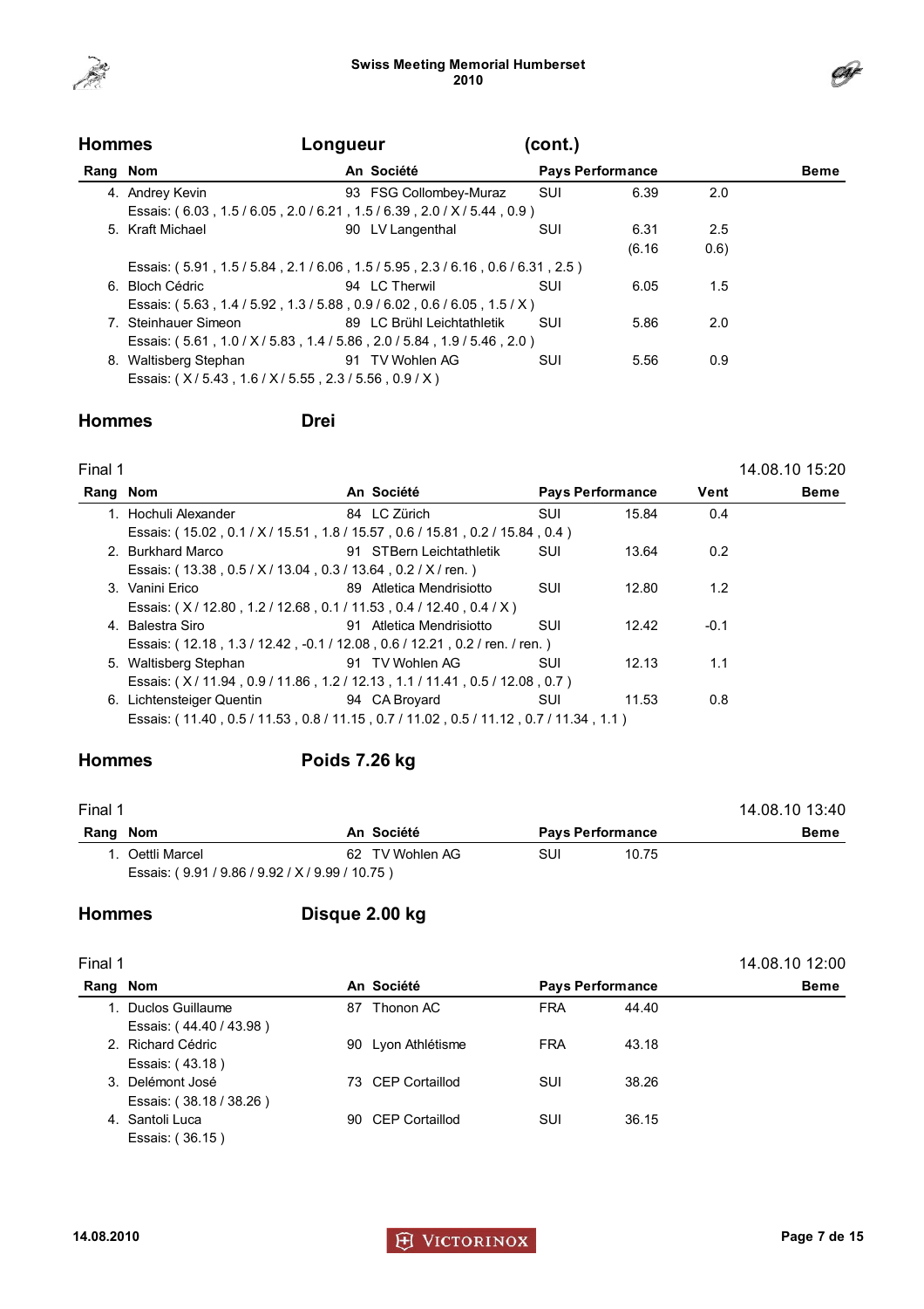## Hommes — Longueur (cont.)

| Rang | Nom | An | Société | Pays | Performance | | Beme |
|---|---|---|---|---|---|---|---|
| 4. | Andrey Kevin | 93 | FSG Collombey-Muraz | SUI | 6.39 | 2.0 | |
| | Essais: ( 6.03 , 1.5 / 6.05 , 2.0 / 6.21 , 1.5 / 6.39 , 2.0 / X / 5.44 , 0.9 ) | | | | | | |
| 5. | Kraft Michael | 90 | LV Langenthal | SUI | 6.31 (6.16 | 2.5 0.6) | |
| | Essais: ( 5.91 , 1.5 / 5.84 , 2.1 / 6.06 , 1.5 / 5.95 , 2.3 / 6.16 , 0.6 / 6.31 , 2.5 ) | | | | | | |
| 6. | Bloch Cédric | 94 | LC Therwil | SUI | 6.05 | 1.5 | |
| | Essais: ( 5.63 , 1.4 / 5.92 , 1.3 / 5.88 , 0.9 / 6.02 , 0.6 / 6.05 , 1.5 / X ) | | | | | | |
| 7. | Steinhauer Simeon | 89 | LC Brühl Leichtathletik | SUI | 5.86 | 2.0 | |
| | Essais: ( 5.61 , 1.0 / X / 5.83 , 1.4 / 5.86 , 2.0 / 5.84 , 1.9 / 5.46 , 2.0 ) | | | | | | |
| 8. | Waltisberg Stephan | 91 | TV Wohlen AG | SUI | 5.56 | 0.9 | |
| | Essais: ( X / 5.43 , 1.6 / X / 5.55 , 2.3 / 5.56 , 0.9 / X ) | | | | | | |

## Hommes — Drei

Final 1 — 14.08.10 15:20

| Rang | Nom | An | Société | Pays | Performance | Vent | Beme |
|---|---|---|---|---|---|---|---|
| 1. | Hochuli Alexander | 84 | LC Zürich | SUI | 15.84 | 0.4 | |
| | Essais: ( 15.02 , 0.1 / X / 15.51 , 1.8 / 15.57 , 0.6 / 15.81 , 0.2 / 15.84 , 0.4 ) | | | | | | |
| 2. | Burkhard Marco | 91 | STBern Leichtathletik | SUI | 13.64 | 0.2 | |
| | Essais: ( 13.38 , 0.5 / X / 13.04 , 0.3 / 13.64 , 0.2 / X / ren. ) | | | | | | |
| 3. | Vanini Erico | 89 | Atletica Mendrisiotto | SUI | 12.80 | 1.2 | |
| | Essais: ( X / 12.80 , 1.2 / 12.68 , 0.1 / 11.53 , 0.4 / 12.40 , 0.4 / X ) | | | | | | |
| 4. | Balestra Siro | 91 | Atletica Mendrisiotto | SUI | 12.42 | -0.1 | |
| | Essais: ( 12.18 , 1.3 / 12.42 , -0.1 / 12.08 , 0.6 / 12.21 , 0.2 / ren. / ren. ) | | | | | | |
| 5. | Waltisberg Stephan | 91 | TV Wohlen AG | SUI | 12.13 | 1.1 | |
| | Essais: ( X / 11.94 , 0.9 / 11.86 , 1.2 / 12.13 , 1.1 / 11.41 , 0.5 / 12.08 , 0.7 ) | | | | | | |
| 6. | Lichtensteiger Quentin | 94 | CA Broyard | SUI | 11.53 | 0.8 | |
| | Essais: ( 11.40 , 0.5 / 11.53 , 0.8 / 11.15 , 0.7 / 11.02 , 0.5 / 11.12 , 0.7 / 11.34 , 1.1 ) | | | | | | |

## Hommes — Poids 7.26 kg

Final 1 — 14.08.10 13:40

| Rang | Nom | An | Société | Pays | Performance | Beme |
|---|---|---|---|---|---|---|
| 1. | Oettli Marcel | 62 | TV Wohlen AG | SUI | 10.75 | |
| | Essais: ( 9.91 / 9.86 / 9.92 / X / 9.99 / 10.75 ) | | | | | |

## Hommes — Disque 2.00 kg

Final 1 — 14.08.10 12:00

| Rang | Nom | An | Société | Pays | Performance | Beme |
|---|---|---|---|---|---|---|
| 1. | Duclos Guillaume | 87 | Thonon AC | FRA | 44.40 | |
| | Essais: ( 44.40 / 43.98 ) | | | | | |
| 2. | Richard Cédric | 90 | Lyon Athlétisme | FRA | 43.18 | |
| | Essais: ( 43.18 ) | | | | | |
| 3. | Delémont José | 73 | CEP Cortaillod | SUI | 38.26 | |
| | Essais: ( 38.18 / 38.26 ) | | | | | |
| 4. | Santoli Luca | 90 | CEP Cortaillod | SUI | 36.15 | |
| | Essais: ( 36.15 ) | | | | | |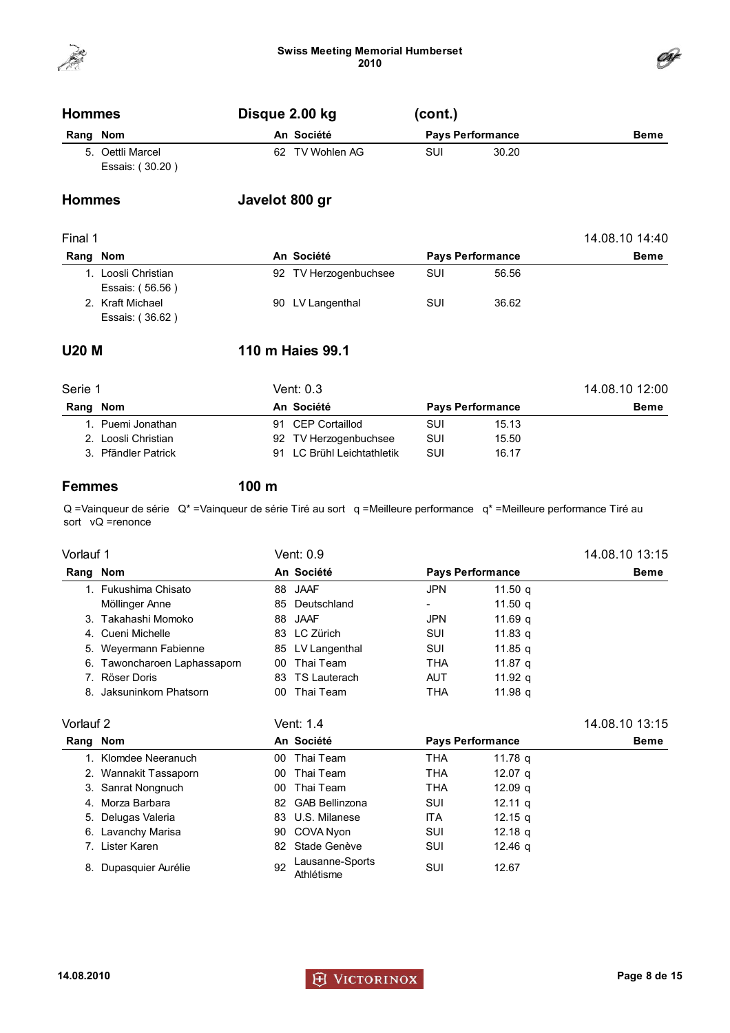## Hommes — Disque 2.00 kg (cont.)

| Rang | Nom | An | Société | Pays | Performance | Beme |
|---|---|---|---|---|---|---|
| 5. | Oettli Marcel | 62 | TV Wohlen AG | SUI | 30.20 | |
| | Essais: ( 30.20 ) | | | | | |

## Hommes — Javelot 800 gr

Final 1 — 14.08.10 14:40

| Rang | Nom | An | Société | Pays | Performance | Beme |
|---|---|---|---|---|---|---|
| 1. | Loosli Christian | 92 | TV Herzogenbuchsee | SUI | 56.56 | |
| | Essais: ( 56.56 ) | | | | | |
| 2. | Kraft Michael | 90 | LV Langenthal | SUI | 36.62 | |
| | Essais: ( 36.62 ) | | | | | |

## U20 M — 110 m Haies 99.1

Serie 1 — Vent: 0.3 — 14.08.10 12:00

| Rang | Nom | An | Société | Pays | Performance | Beme |
|---|---|---|---|---|---|---|
| 1. | Puemi Jonathan | 91 | CEP Cortaillod | SUI | 15.13 | |
| 2. | Loosli Christian | 92 | TV Herzogenbuchsee | SUI | 15.50 | |
| 3. | Pfändler Patrick | 91 | LC Brühl Leichtathletik | SUI | 16.17 | |

## Femmes — 100 m

Q =Vainqueur de série Q* =Vainqueur de série Tiré au sort q =Meilleure performance q* =Meilleure performance Tiré au sort vQ =renonce

Vorlauf 1 — Vent: 0.9 — 14.08.10 13:15

| Rang | Nom | An | Société | Pays | Performance | Beme |
|---|---|---|---|---|---|---|
| 1. | Fukushima Chisato | 88 | JAAF | JPN | 11.50 q | |
| | Möllinger Anne | 85 | Deutschland | - | 11.50 q | |
| 3. | Takahashi Momoko | 88 | JAAF | JPN | 11.69 q | |
| 4. | Cueni Michelle | 83 | LC Zürich | SUI | 11.83 q | |
| 5. | Weyermann Fabienne | 85 | LV Langenthal | SUI | 11.85 q | |
| 6. | Tawoncharoen Laphassaporn | 00 | Thai Team | THA | 11.87 q | |
| 7. | Röser Doris | 83 | TS Lauterach | AUT | 11.92 q | |
| 8. | Jaksuninkorn Phatsorn | 00 | Thai Team | THA | 11.98 q | |

Vorlauf 2 — Vent: 1.4 — 14.08.10 13:15

| Rang | Nom | An | Société | Pays | Performance | Beme |
|---|---|---|---|---|---|---|
| 1. | Klomdee Neeranuch | 00 | Thai Team | THA | 11.78 q | |
| 2. | Wannakit Tassaporn | 00 | Thai Team | THA | 12.07 q | |
| 3. | Sanrat Nongnuch | 00 | Thai Team | THA | 12.09 q | |
| 4. | Morza Barbara | 82 | GAB Bellinzona | SUI | 12.11 q | |
| 5. | Delugas Valeria | 83 | U.S. Milanese | ITA | 12.15 q | |
| 6. | Lavanchy Marisa | 90 | COVA Nyon | SUI | 12.18 q | |
| 7. | Lister Karen | 82 | Stade Genève | SUI | 12.46 q | |
| 8. | Dupasquier Aurélie | 92 | Lausanne-Sports Athlétisme | SUI | 12.67 | |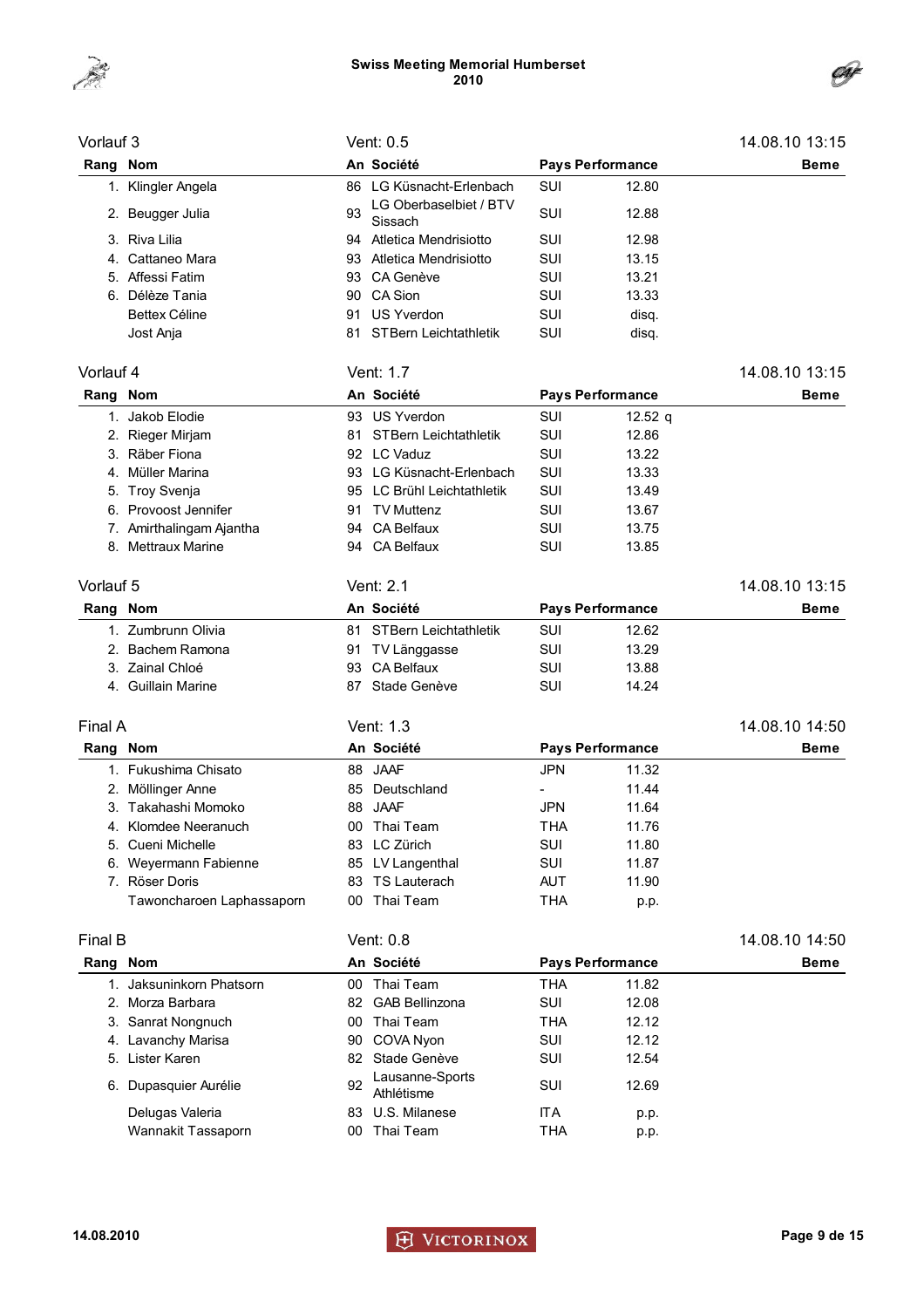### Vorlauf 3

Vent: 0.5 — 14.08.10 13:15

| Rang | Nom | An | Société | Pays | Performance | Beme |
|---|---|---|---|---|---|---|
| 1. | Klingler Angela | 86 | LG Küsnacht-Erlenbach | SUI | 12.80 | |
| 2. | Beugger Julia | 93 | LG Oberbaselbiet / BTV Sissach | SUI | 12.88 | |
| 3. | Riva Lilia | 94 | Atletica Mendrisiotto | SUI | 12.98 | |
| 4. | Cattaneo Mara | 93 | Atletica Mendrisiotto | SUI | 13.15 | |
| 5. | Affessi Fatim | 93 | CA Genève | SUI | 13.21 | |
| 6. | Délèze Tania | 90 | CA Sion | SUI | 13.33 | |
| | Bettex Céline | 91 | US Yverdon | SUI | disq. | |
| | Jost Anja | 81 | STBern Leichtathletik | SUI | disq. | |

### Vorlauf 4

Vent: 1.7 — 14.08.10 13:15

| Rang | Nom | An | Société | Pays | Performance | Beme |
|---|---|---|---|---|---|---|
| 1. | Jakob Elodie | 93 | US Yverdon | SUI | 12.52 q | |
| 2. | Rieger Mirjam | 81 | STBern Leichtathletik | SUI | 12.86 | |
| 3. | Räber Fiona | 92 | LC Vaduz | SUI | 13.22 | |
| 4. | Müller Marina | 93 | LG Küsnacht-Erlenbach | SUI | 13.33 | |
| 5. | Troy Svenja | 95 | LC Brühl Leichtathletik | SUI | 13.49 | |
| 6. | Provoost Jennifer | 91 | TV Muttenz | SUI | 13.67 | |
| 7. | Amirthalingam Ajantha | 94 | CA Belfaux | SUI | 13.75 | |
| 8. | Mettraux Marine | 94 | CA Belfaux | SUI | 13.85 | |

### Vorlauf 5

Vent: 2.1 — 14.08.10 13:15

| Rang | Nom | An | Société | Pays | Performance | Beme |
|---|---|---|---|---|---|---|
| 1. | Zumbrunn Olivia | 81 | STBern Leichtathletik | SUI | 12.62 | |
| 2. | Bachem Ramona | 91 | TV Länggasse | SUI | 13.29 | |
| 3. | Zainal Chloé | 93 | CA Belfaux | SUI | 13.88 | |
| 4. | Guillain Marine | 87 | Stade Genève | SUI | 14.24 | |

### Final A

Vent: 1.3 — 14.08.10 14:50

| Rang | Nom | An | Société | Pays | Performance | Beme |
|---|---|---|---|---|---|---|
| 1. | Fukushima Chisato | 88 | JAAF | JPN | 11.32 | |
| 2. | Möllinger Anne | 85 | Deutschland | - | 11.44 | |
| 3. | Takahashi Momoko | 88 | JAAF | JPN | 11.64 | |
| 4. | Klomdee Neeranuch | 00 | Thai Team | THA | 11.76 | |
| 5. | Cueni Michelle | 83 | LC Zürich | SUI | 11.80 | |
| 6. | Weyermann Fabienne | 85 | LV Langenthal | SUI | 11.87 | |
| 7. | Röser Doris | 83 | TS Lauterach | AUT | 11.90 | |
| | Tawoncharoen Laphassaporn | 00 | Thai Team | THA | p.p. | |

### Final B

Vent: 0.8 — 14.08.10 14:50

| Rang | Nom | An | Société | Pays | Performance | Beme |
|---|---|---|---|---|---|---|
| 1. | Jaksuninkorn Phatsorn | 00 | Thai Team | THA | 11.82 | |
| 2. | Morza Barbara | 82 | GAB Bellinzona | SUI | 12.08 | |
| 3. | Sanrat Nongnuch | 00 | Thai Team | THA | 12.12 | |
| 4. | Lavanchy Marisa | 90 | COVA Nyon | SUI | 12.12 | |
| 5. | Lister Karen | 82 | Stade Genève | SUI | 12.54 | |
| 6. | Dupasquier Aurélie | 92 | Lausanne-Sports Athlétisme | SUI | 12.69 | |
| | Delugas Valeria | 83 | U.S. Milanese | ITA | p.p. | |
| | Wannakit Tassaporn | 00 | Thai Team | THA | p.p. | |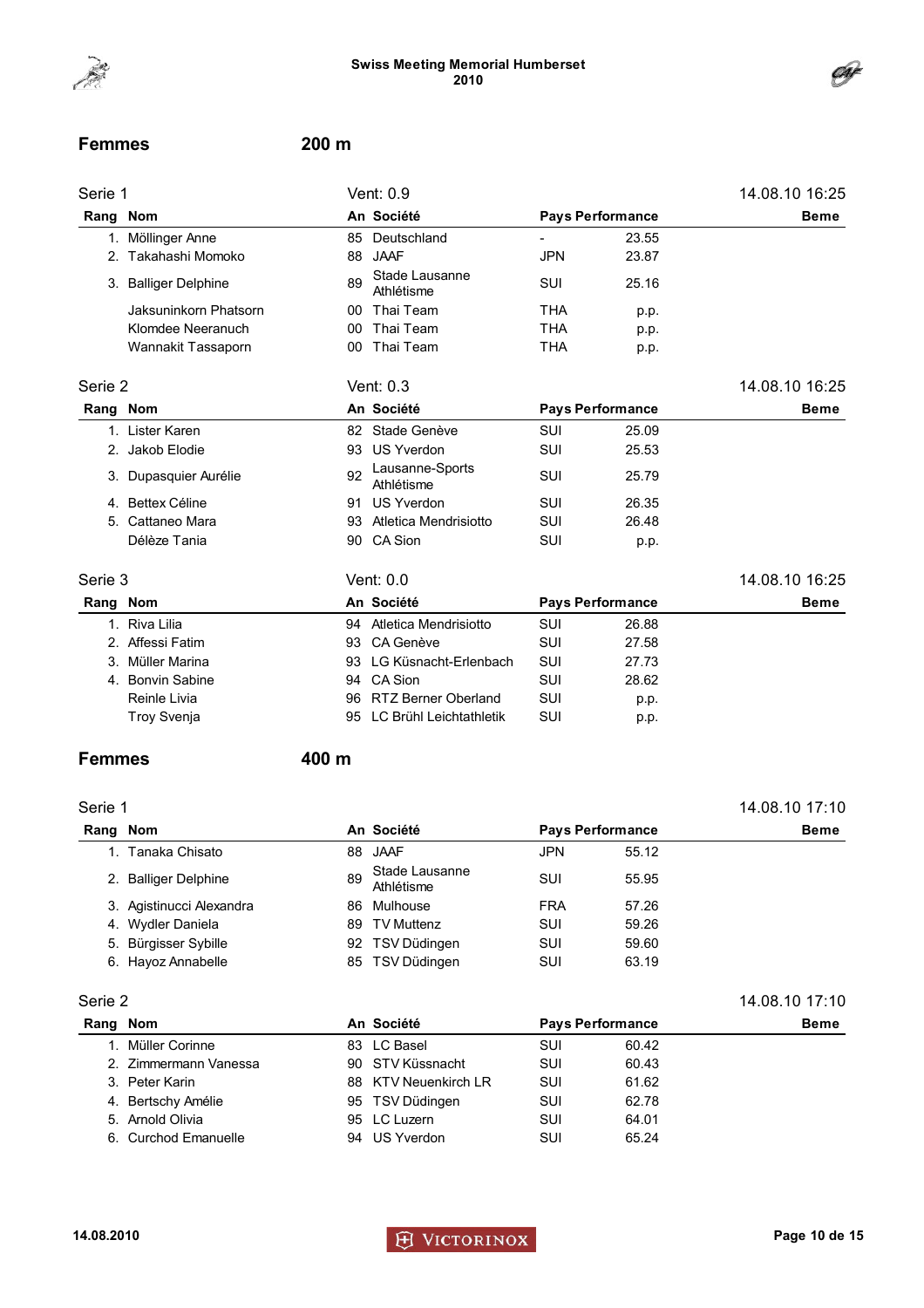## Femmes 200 m

### Serie 1 — Vent: 0.9 — 14.08.10 16:25

| Rang | Nom | An | Société | Pays | Performance | Beme |
|---|---|---|---|---|---|---|
| 1. | Möllinger Anne | 85 | Deutschland | - | 23.55 | |
| 2. | Takahashi Momoko | 88 | JAAF | JPN | 23.87 | |
| 3. | Balliger Delphine | 89 | Stade Lausanne Athlétisme | SUI | 25.16 | |
| | Jaksuninkorn Phatsorn | 00 | Thai Team | THA | p.p. | |
| | Klomdee Neeranuch | 00 | Thai Team | THA | p.p. | |
| | Wannakit Tassaporn | 00 | Thai Team | THA | p.p. | |

### Serie 2 — Vent: 0.3 — 14.08.10 16:25

| Rang | Nom | An | Société | Pays | Performance | Beme |
|---|---|---|---|---|---|---|
| 1. | Lister Karen | 82 | Stade Genève | SUI | 25.09 | |
| 2. | Jakob Elodie | 93 | US Yverdon | SUI | 25.53 | |
| 3. | Dupasquier Aurélie | 92 | Lausanne-Sports Athlétisme | SUI | 25.79 | |
| 4. | Bettex Céline | 91 | US Yverdon | SUI | 26.35 | |
| 5. | Cattaneo Mara | 93 | Atletica Mendrisiotto | SUI | 26.48 | |
| | Délèze Tania | 90 | CA Sion | SUI | p.p. | |

### Serie 3 — Vent: 0.0 — 14.08.10 16:25

| Rang | Nom | An | Société | Pays | Performance | Beme |
|---|---|---|---|---|---|---|
| 1. | Riva Lilia | 94 | Atletica Mendrisiotto | SUI | 26.88 | |
| 2. | Affessi Fatim | 93 | CA Genève | SUI | 27.58 | |
| 3. | Müller Marina | 93 | LG Küsnacht-Erlenbach | SUI | 27.73 | |
| 4. | Bonvin Sabine | 94 | CA Sion | SUI | 28.62 | |
| | Reinle Livia | 96 | RTZ Berner Oberland | SUI | p.p. | |
| | Troy Svenja | 95 | LC Brühl Leichtathletik | SUI | p.p. | |

## Femmes 400 m

### Serie 1 — 14.08.10 17:10

| Rang | Nom | An | Société | Pays | Performance | Beme |
|---|---|---|---|---|---|---|
| 1. | Tanaka Chisato | 88 | JAAF | JPN | 55.12 | |
| 2. | Balliger Delphine | 89 | Stade Lausanne Athlétisme | SUI | 55.95 | |
| 3. | Agistinucci Alexandra | 86 | Mulhouse | FRA | 57.26 | |
| 4. | Wydler Daniela | 89 | TV Muttenz | SUI | 59.26 | |
| 5. | Bürgisser Sybille | 92 | TSV Düdingen | SUI | 59.60 | |
| 6. | Hayoz Annabelle | 85 | TSV Düdingen | SUI | 63.19 | |

### Serie 2 — 14.08.10 17:10

| Rang | Nom | An | Société | Pays | Performance | Beme |
|---|---|---|---|---|---|---|
| 1. | Müller Corinne | 83 | LC Basel | SUI | 60.42 | |
| 2. | Zimmermann Vanessa | 90 | STV Küssnacht | SUI | 60.43 | |
| 3. | Peter Karin | 88 | KTV Neuenkirch LR | SUI | 61.62 | |
| 4. | Bertschy Amélie | 95 | TSV Düdingen | SUI | 62.78 | |
| 5. | Arnold Olivia | 95 | LC Luzern | SUI | 64.01 | |
| 6. | Curchod Emanuelle | 94 | US Yverdon | SUI | 65.24 | |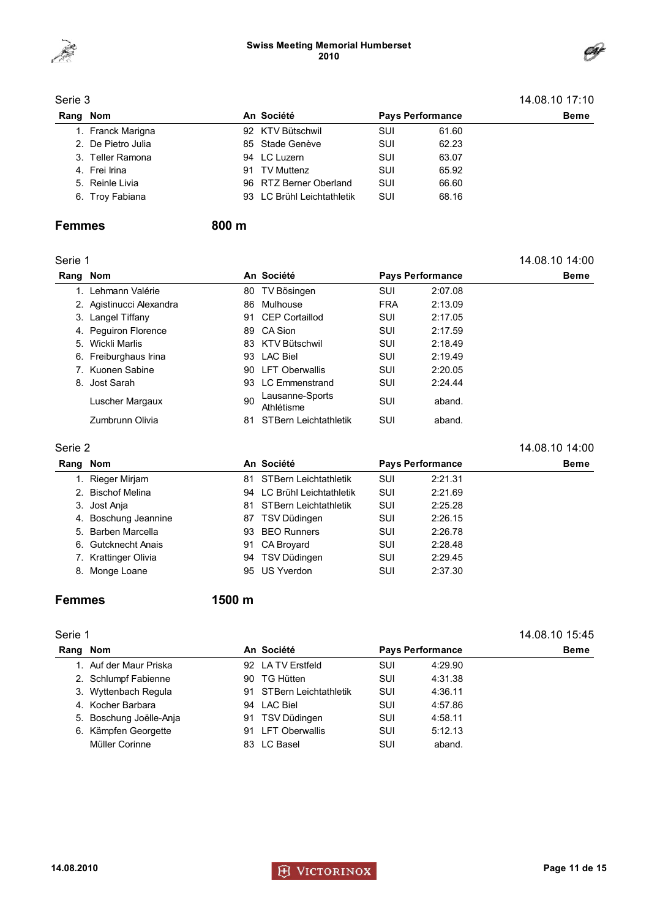Serie 3 — 14.08.10 17:10

| Rang | Nom | An | Société | Pays | Performance | Beme |
|---|---|---|---|---|---|---|
| 1. | Franck Marigna | 92 | KTV Bütschwil | SUI | 61.60 | |
| 2. | De Pietro Julia | 85 | Stade Genève | SUI | 62.23 | |
| 3. | Teller Ramona | 94 | LC Luzern | SUI | 63.07 | |
| 4. | Frei Irina | 91 | TV Muttenz | SUI | 65.92 | |
| 5. | Reinle Livia | 96 | RTZ Berner Oberland | SUI | 66.60 | |
| 6. | Troy Fabiana | 93 | LC Brühl Leichtathletik | SUI | 68.16 | |

## Femmes 800 m

Serie 1 — 14.08.10 14:00

| Rang | Nom | An | Société | Pays | Performance | Beme |
|---|---|---|---|---|---|---|
| 1. | Lehmann Valérie | 80 | TV Bösingen | SUI | 2:07.08 | |
| 2. | Agistinucci Alexandra | 86 | Mulhouse | FRA | 2:13.09 | |
| 3. | Langel Tiffany | 91 | CEP Cortaillod | SUI | 2:17.05 | |
| 4. | Peguiron Florence | 89 | CA Sion | SUI | 2:17.59 | |
| 5. | Wickli Marlis | 83 | KTV Bütschwil | SUI | 2:18.49 | |
| 6. | Freiburghaus Irina | 93 | LAC Biel | SUI | 2:19.49 | |
| 7. | Kuonen Sabine | 90 | LFT Oberwallis | SUI | 2:20.05 | |
| 8. | Jost Sarah | 93 | LC Emmenstrand | SUI | 2:24.44 | |
| | Luscher Margaux | 90 | Lausanne-Sports Athlétisme | SUI | aband. | |
| | Zumbrunn Olivia | 81 | STBern Leichtathletik | SUI | aband. | |

Serie 2 — 14.08.10 14:00

| Rang | Nom | An | Société | Pays | Performance | Beme |
|---|---|---|---|---|---|---|
| 1. | Rieger Mirjam | 81 | STBern Leichtathletik | SUI | 2:21.31 | |
| 2. | Bischof Melina | 94 | LC Brühl Leichtathletik | SUI | 2:21.69 | |
| 3. | Jost Anja | 81 | STBern Leichtathletik | SUI | 2:25.28 | |
| 4. | Boschung Jeannine | 87 | TSV Düdingen | SUI | 2:26.15 | |
| 5. | Barben Marcella | 93 | BEO Runners | SUI | 2:26.78 | |
| 6. | Gutcknecht Anais | 91 | CA Broyard | SUI | 2:28.48 | |
| 7. | Krattinger Olivia | 94 | TSV Düdingen | SUI | 2:29.45 | |
| 8. | Monge Loane | 95 | US Yverdon | SUI | 2:37.30 | |

## Femmes 1500 m

Serie 1 — 14.08.10 15:45

| Rang | Nom | An | Société | Pays | Performance | Beme |
|---|---|---|---|---|---|---|
| 1. | Auf der Maur Priska | 92 | LA TV Erstfeld | SUI | 4:29.90 | |
| 2. | Schlumpf Fabienne | 90 | TG Hütten | SUI | 4:31.38 | |
| 3. | Wyttenbach Regula | 91 | STBern Leichtathletik | SUI | 4:36.11 | |
| 4. | Kocher Barbara | 94 | LAC Biel | SUI | 4:57.86 | |
| 5. | Boschung Joëlle-Anja | 91 | TSV Düdingen | SUI | 4:58.11 | |
| 6. | Kämpfen Georgette | 91 | LFT Oberwallis | SUI | 5:12.13 | |
| | Müller Corinne | 83 | LC Basel | SUI | aband. | |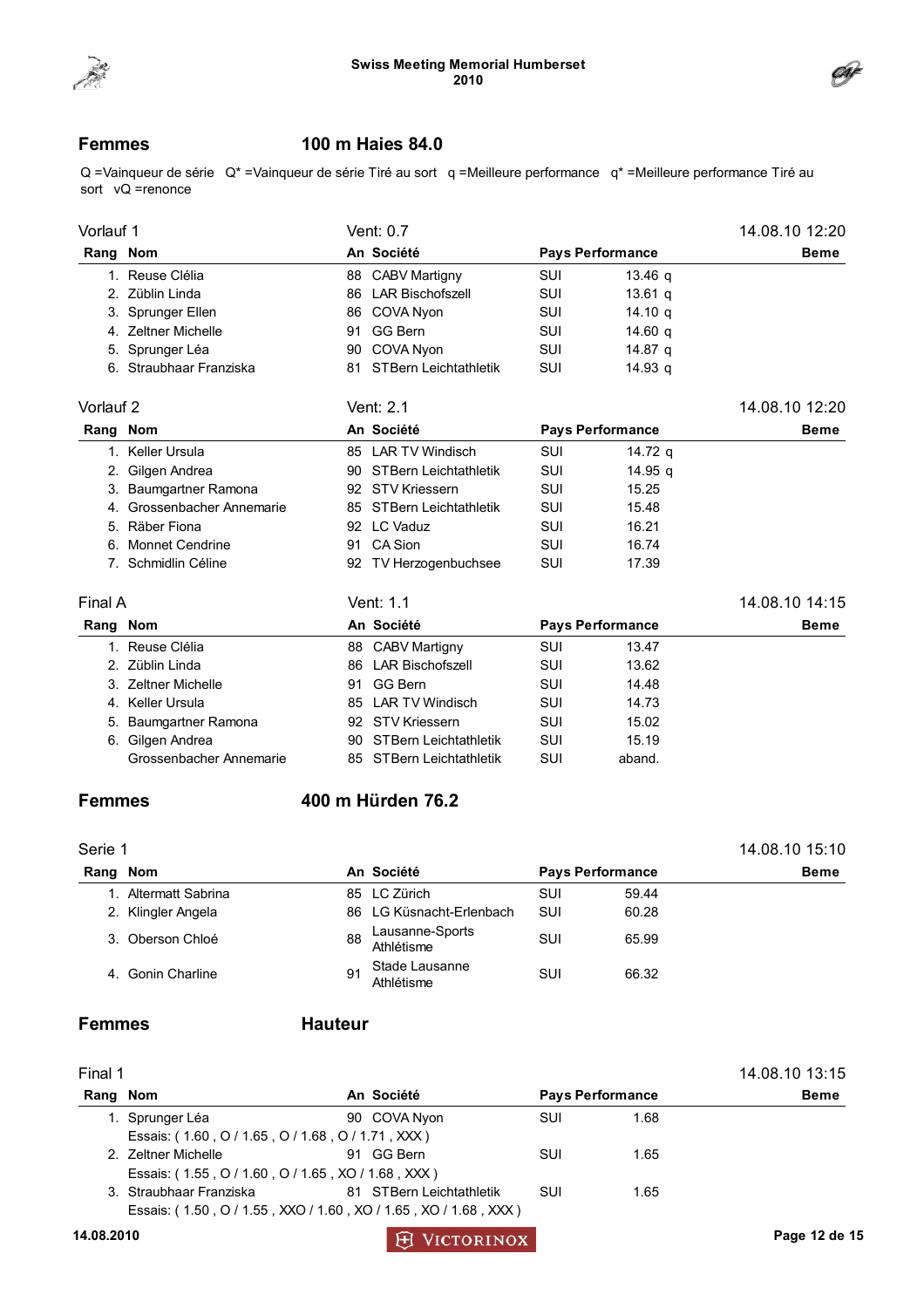## Femmes — 100 m Haies 84.0

Q =Vainqueur de série  Q* =Vainqueur de série Tiré au sort  q =Meilleure performance  q* =Meilleure performance Tiré au sort  vQ =renonce

**Vorlauf 1** — Vent: 0.7 — 14.08.10 12:20

| Rang | Nom | An | Société | Pays | Performance | Beme |
|---|---|---|---|---|---|---|
| 1. | Reuse Clélia | 88 | CABV Martigny | SUI | 13.46 q | |
| 2. | Züblin Linda | 86 | LAR Bischofszell | SUI | 13.61 q | |
| 3. | Sprunger Ellen | 86 | COVA Nyon | SUI | 14.10 q | |
| 4. | Zeltner Michelle | 91 | GG Bern | SUI | 14.60 q | |
| 5. | Sprunger Léa | 90 | COVA Nyon | SUI | 14.87 q | |
| 6. | Straubhaar Franziska | 81 | STBern Leichtathletik | SUI | 14.93 q | |

**Vorlauf 2** — Vent: 2.1 — 14.08.10 12:20

| Rang | Nom | An | Société | Pays | Performance | Beme |
|---|---|---|---|---|---|---|
| 1. | Keller Ursula | 85 | LAR TV Windisch | SUI | 14.72 q | |
| 2. | Gilgen Andrea | 90 | STBern Leichtathletik | SUI | 14.95 q | |
| 3. | Baumgartner Ramona | 92 | STV Kriessern | SUI | 15.25 | |
| 4. | Grossenbacher Annemarie | 85 | STBern Leichtathletik | SUI | 15.48 | |
| 5. | Räber Fiona | 92 | LC Vaduz | SUI | 16.21 | |
| 6. | Monnet Cendrine | 91 | CA Sion | SUI | 16.74 | |
| 7. | Schmidlin Céline | 92 | TV Herzogenbuchsee | SUI | 17.39 | |

**Final A** — Vent: 1.1 — 14.08.10 14:15

| Rang | Nom | An | Société | Pays | Performance | Beme |
|---|---|---|---|---|---|---|
| 1. | Reuse Clélia | 88 | CABV Martigny | SUI | 13.47 | |
| 2. | Züblin Linda | 86 | LAR Bischofszell | SUI | 13.62 | |
| 3. | Zeltner Michelle | 91 | GG Bern | SUI | 14.48 | |
| 4. | Keller Ursula | 85 | LAR TV Windisch | SUI | 14.73 | |
| 5. | Baumgartner Ramona | 92 | STV Kriessern | SUI | 15.02 | |
| 6. | Gilgen Andrea | 90 | STBern Leichtathletik | SUI | 15.19 | |
| | Grossenbacher Annemarie | 85 | STBern Leichtathletik | SUI | aband. | |

## Femmes — 400 m Hürden 76.2

**Serie 1** — 14.08.10 15:10

| Rang | Nom | An | Société | Pays | Performance | Beme |
|---|---|---|---|---|---|---|
| 1. | Altermatt Sabrina | 85 | LC Zürich | SUI | 59.44 | |
| 2. | Klingler Angela | 86 | LG Küsnacht-Erlenbach | SUI | 60.28 | |
| 3. | Oberson Chloé | 88 | Lausanne-Sports Athlétisme | SUI | 65.99 | |
| 4. | Gonin Charline | 91 | Stade Lausanne Athlétisme | SUI | 66.32 | |

## Femmes — Hauteur

**Final 1** — 14.08.10 13:15

| Rang | Nom | An | Société | Pays | Performance | Beme |
|---|---|---|---|---|---|---|
| 1. | Sprunger Léa | 90 | COVA Nyon | SUI | 1.68 | |
| | Essais: ( 1.60 , O / 1.65 , O / 1.68 , O / 1.71 , XXX ) | | | | | |
| 2. | Zeltner Michelle | 91 | GG Bern | SUI | 1.65 | |
| | Essais: ( 1.55 , O / 1.60 , O / 1.65 , XO / 1.68 , XXX ) | | | | | |
| 3. | Straubhaar Franziska | 81 | STBern Leichtathletik | SUI | 1.65 | |
| | Essais: ( 1.50 , O / 1.55 , XXO / 1.60 , XO / 1.65 , XO / 1.68 , XXX ) | | | | | |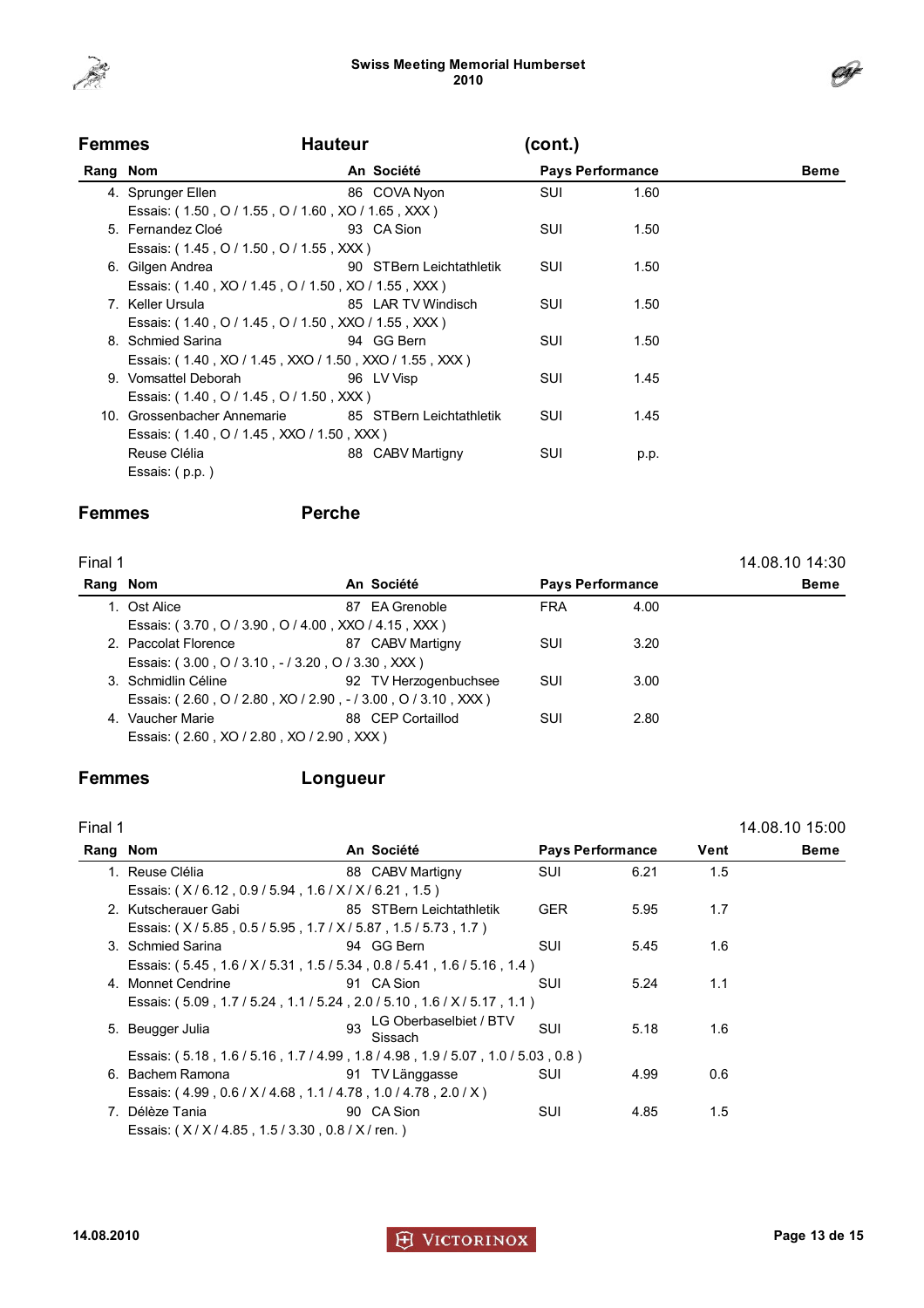## Femmes Hauteur (cont.)

| Rang | Nom | An | Société | Pays | Performance | Beme |
|---|---|---|---|---|---|---|
| 4. | Sprunger Ellen | 86 | COVA Nyon | SUI | 1.60 | |
| | Essais: ( 1.50 , O / 1.55 , O / 1.60 , XO / 1.65 , XXX ) | | | | | |
| 5. | Fernandez Cloé | 93 | CA Sion | SUI | 1.50 | |
| | Essais: ( 1.45 , O / 1.50 , O / 1.55 , XXX ) | | | | | |
| 6. | Gilgen Andrea | 90 | STBern Leichtathletik | SUI | 1.50 | |
| | Essais: ( 1.40 , XO / 1.45 , O / 1.50 , XO / 1.55 , XXX ) | | | | | |
| 7. | Keller Ursula | 85 | LAR TV Windisch | SUI | 1.50 | |
| | Essais: ( 1.40 , O / 1.45 , O / 1.50 , XXO / 1.55 , XXX ) | | | | | |
| 8. | Schmied Sarina | 94 | GG Bern | SUI | 1.50 | |
| | Essais: ( 1.40 , XO / 1.45 , XXO / 1.50 , XXO / 1.55 , XXX ) | | | | | |
| 9. | Vomsattel Deborah | 96 | LV Visp | SUI | 1.45 | |
| | Essais: ( 1.40 , O / 1.45 , O / 1.50 , XXX ) | | | | | |
| 10. | Grossenbacher Annemarie | 85 | STBern Leichtathletik | SUI | 1.45 | |
| | Essais: ( 1.40 , O / 1.45 , XXO / 1.50 , XXX ) | | | | | |
| | Reuse Clélia | 88 | CABV Martigny | SUI | p.p. | |
| | Essais: ( p.p. ) | | | | | |

## Femmes Perche

Final 1 — 14.08.10 14:30

| Rang | Nom | An | Société | Pays | Performance | Beme |
|---|---|---|---|---|---|---|
| 1. | Ost Alice | 87 | EA Grenoble | FRA | 4.00 | |
| | Essais: ( 3.70 , O / 3.90 , O / 4.00 , XXO / 4.15 , XXX ) | | | | | |
| 2. | Paccolat Florence | 87 | CABV Martigny | SUI | 3.20 | |
| | Essais: ( 3.00 , O / 3.10 , - / 3.20 , O / 3.30 , XXX ) | | | | | |
| 3. | Schmidlin Céline | 92 | TV Herzogenbuchsee | SUI | 3.00 | |
| | Essais: ( 2.60 , O / 2.80 , XO / 2.90 , - / 3.00 , O / 3.10 , XXX ) | | | | | |
| 4. | Vaucher Marie | 88 | CEP Cortaillod | SUI | 2.80 | |
| | Essais: ( 2.60 , XO / 2.80 , XO / 2.90 , XXX ) | | | | | |

## Femmes Longueur

Final 1 — 14.08.10 15:00

| Rang | Nom | An | Société | Pays | Performance | Vent | Beme |
|---|---|---|---|---|---|---|---|
| 1. | Reuse Clélia | 88 | CABV Martigny | SUI | 6.21 | 1.5 | |
| | Essais: ( X / 6.12 , 0.9 / 5.94 , 1.6 / X / X / 6.21 , 1.5 ) | | | | | | |
| 2. | Kutscherauer Gabi | 85 | STBern Leichtathletik | GER | 5.95 | 1.7 | |
| | Essais: ( X / 5.85 , 0.5 / 5.95 , 1.7 / X / 5.87 , 1.5 / 5.73 , 1.7 ) | | | | | | |
| 3. | Schmied Sarina | 94 | GG Bern | SUI | 5.45 | 1.6 | |
| | Essais: ( 5.45 , 1.6 / X / 5.31 , 1.5 / 5.34 , 0.8 / 5.41 , 1.6 / 5.16 , 1.4 ) | | | | | | |
| 4. | Monnet Cendrine | 91 | CA Sion | SUI | 5.24 | 1.1 | |
| | Essais: ( 5.09 , 1.7 / 5.24 , 1.1 / 5.24 , 2.0 / 5.10 , 1.6 / X / 5.17 , 1.1 ) | | | | | | |
| 5. | Beugger Julia | 93 | LG Oberbaselbiet / BTV Sissach | SUI | 5.18 | 1.6 | |
| | Essais: ( 5.18 , 1.6 / 5.16 , 1.7 / 4.99 , 1.8 / 4.98 , 1.9 / 5.07 , 1.0 / 5.03 , 0.8 ) | | | | | | |
| 6. | Bachem Ramona | 91 | TV Länggasse | SUI | 4.99 | 0.6 | |
| | Essais: ( 4.99 , 0.6 / X / 4.68 , 1.1 / 4.78 , 1.0 / 4.78 , 2.0 / X ) | | | | | | |
| 7. | Délèze Tania | 90 | CA Sion | SUI | 4.85 | 1.5 | |
| | Essais: ( X / X / 4.85 , 1.5 / 3.30 , 0.8 / X / ren. ) | | | | | | |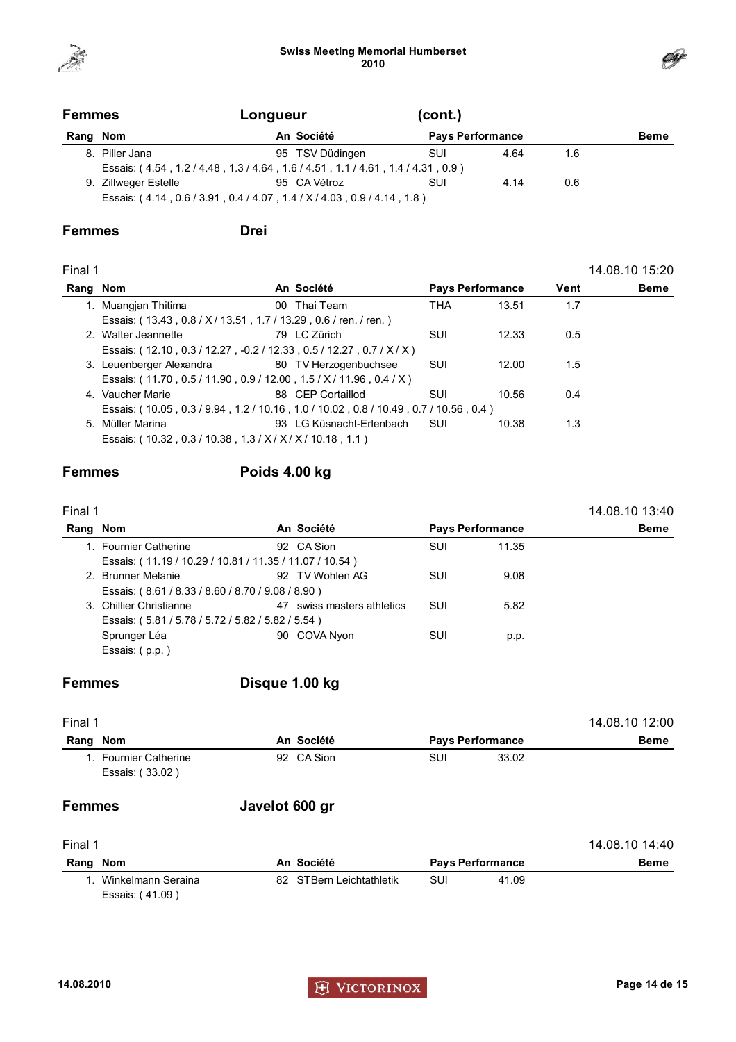## Femmes — Longueur (cont.)

| Rang | Nom | An | Société | Pays | Performance | | Beme |
|---|---|---|---|---|---|---|---|
| 8. | Piller Jana | 95 | TSV Düdingen | SUI | 4.64 | 1.6 | |
| | Essais: ( 4.54 , 1.2 / 4.48 , 1.3 / 4.64 , 1.6 / 4.51 , 1.1 / 4.61 , 1.4 / 4.31 , 0.9 ) | | | | | | |
| 9. | Zillweger Estelle | 95 | CA Vétroz | SUI | 4.14 | 0.6 | |
| | Essais: ( 4.14 , 0.6 / 3.91 , 0.4 / 4.07 , 1.4 / X / 4.03 , 0.9 / 4.14 , 1.8 ) | | | | | | |

## Femmes — Drei

Final 1 — 14.08.10 15:20

| Rang | Nom | An | Société | Pays | Performance | Vent | Beme |
|---|---|---|---|---|---|---|---|
| 1. | Muangjan Thitima | 00 | Thai Team | THA | 13.51 | 1.7 | |
| | Essais: ( 13.43 , 0.8 / X / 13.51 , 1.7 / 13.29 , 0.6 / ren. / ren. ) | | | | | | |
| 2. | Walter Jeannette | 79 | LC Zürich | SUI | 12.33 | 0.5 | |
| | Essais: ( 12.10 , 0.3 / 12.27 , -0.2 / 12.33 , 0.5 / 12.27 , 0.7 / X / X ) | | | | | | |
| 3. | Leuenberger Alexandra | 80 | TV Herzogenbuchsee | SUI | 12.00 | 1.5 | |
| | Essais: ( 11.70 , 0.5 / 11.90 , 0.9 / 12.00 , 1.5 / X / 11.96 , 0.4 / X ) | | | | | | |
| 4. | Vaucher Marie | 88 | CEP Cortaillod | SUI | 10.56 | 0.4 | |
| | Essais: ( 10.05 , 0.3 / 9.94 , 1.2 / 10.16 , 1.0 / 10.02 , 0.8 / 10.49 , 0.7 / 10.56 , 0.4 ) | | | | | | |
| 5. | Müller Marina | 93 | LG Küsnacht-Erlenbach | SUI | 10.38 | 1.3 | |
| | Essais: ( 10.32 , 0.3 / 10.38 , 1.3 / X / X / X / 10.18 , 1.1 ) | | | | | | |

## Femmes — Poids 4.00 kg

Final 1 — 14.08.10 13:40

| Rang | Nom | An | Société | Pays | Performance | Beme |
|---|---|---|---|---|---|---|
| 1. | Fournier Catherine | 92 | CA Sion | SUI | 11.35 | |
| | Essais: ( 11.19 / 10.29 / 10.81 / 11.35 / 11.07 / 10.54 ) | | | | | |
| 2. | Brunner Melanie | 92 | TV Wohlen AG | SUI | 9.08 | |
| | Essais: ( 8.61 / 8.33 / 8.60 / 8.70 / 9.08 / 8.90 ) | | | | | |
| 3. | Chillier Christianne | 47 | swiss masters athletics | SUI | 5.82 | |
| | Essais: ( 5.81 / 5.78 / 5.72 / 5.82 / 5.82 / 5.54 ) | | | | | |
| | Sprunger Léa | 90 | COVA Nyon | SUI | p.p. | |
| | Essais: ( p.p. ) | | | | | |

## Femmes — Disque 1.00 kg

Final 1 — 14.08.10 12:00

| Rang | Nom | An | Société | Pays | Performance | Beme |
|---|---|---|---|---|---|---|
| 1. | Fournier Catherine | 92 | CA Sion | SUI | 33.02 | |
| | Essais: ( 33.02 ) | | | | | |

## Femmes — Javelot 600 gr

Final 1 — 14.08.10 14:40

| Rang | Nom | An | Société | Pays | Performance | Beme |
|---|---|---|---|---|---|---|
| 1. | Winkelmann Seraina | 82 | STBern Leichtathletik | SUI | 41.09 | |
| | Essais: ( 41.09 ) | | | | | |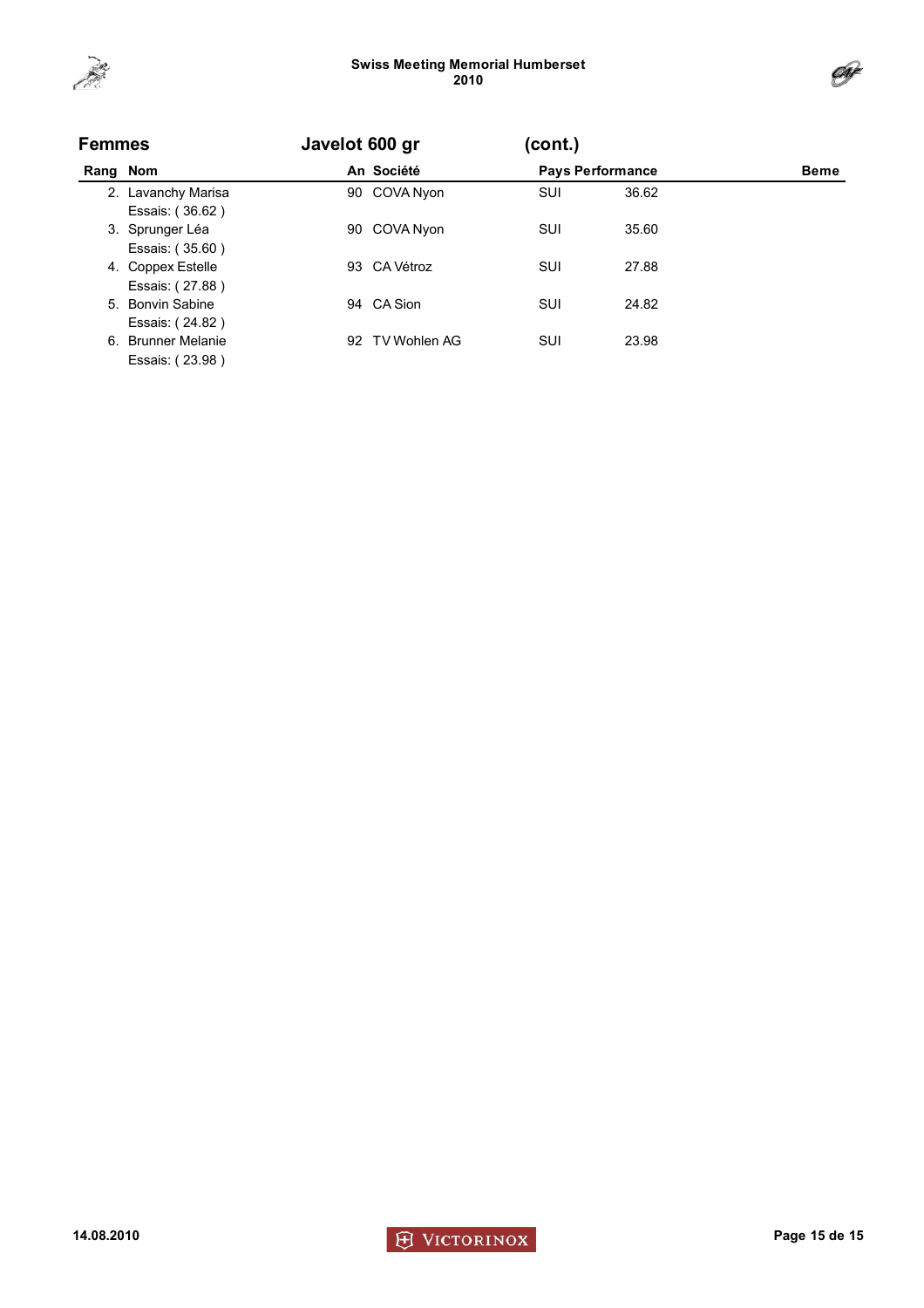## Femmes — Javelot 600 gr (cont.)

| Rang | Nom | An | Société | Pays | Performance | Beme |
|---|---|---|---|---|---|---|
| 2. | Lavanchy Marisa | 90 | COVA Nyon | SUI | 36.62 | |
| | Essais: ( 36.62 ) | | | | | |
| 3. | Sprunger Léa | 90 | COVA Nyon | SUI | 35.60 | |
| | Essais: ( 35.60 ) | | | | | |
| 4. | Coppex Estelle | 93 | CA Vétroz | SUI | 27.88 | |
| | Essais: ( 27.88 ) | | | | | |
| 5. | Bonvin Sabine | 94 | CA Sion | SUI | 24.82 | |
| | Essais: ( 24.82 ) | | | | | |
| 6. | Brunner Melanie | 92 | TV Wohlen AG | SUI | 23.98 | |
| | Essais: ( 23.98 ) | | | | | |